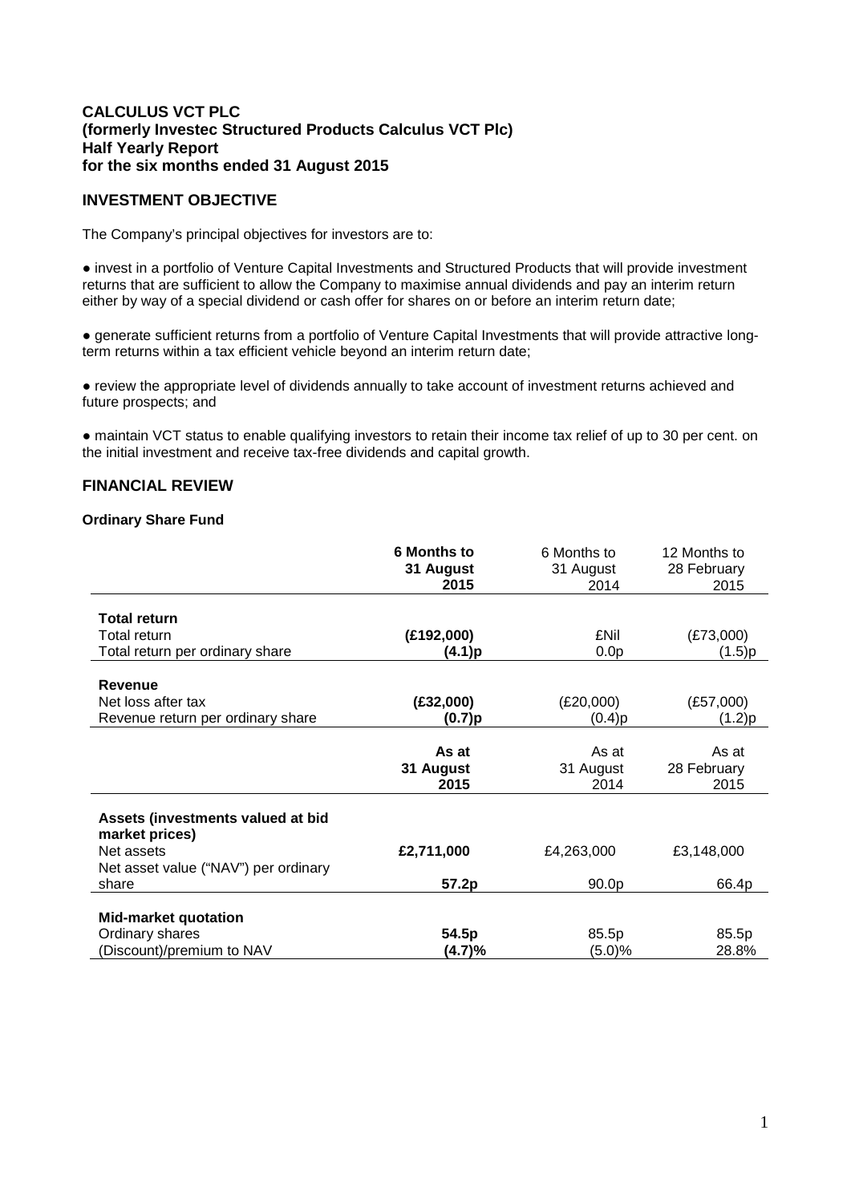# CALCULUS VCT PLC
## (formerly Investec Structured Products Calculus VCT Plc)
## Half Yearly Report
## for the six months ended 31 August 2015

## INVESTMENT OBJECTIVE

The Company's principal objectives for investors are to:

- invest in a portfolio of Venture Capital Investments and Structured Products that will provide investment returns that are sufficient to allow the Company to maximise annual dividends and pay an interim return either by way of a special dividend or cash offer for shares on or before an interim return date;

- generate sufficient returns from a portfolio of Venture Capital Investments that will provide attractive long-term returns within a tax efficient vehicle beyond an interim return date;

- review the appropriate level of dividends annually to take account of investment returns achieved and future prospects; and

- maintain VCT status to enable qualifying investors to retain their income tax relief of up to 30 per cent. on the initial investment and receive tax-free dividends and capital growth.

## FINANCIAL REVIEW

### Ordinary Share Fund

| | **6 Months to 31 August 2015** | 6 Months to 31 August 2014 | 12 Months to 28 February 2015 |
|---|---|---|---|
| **Total return** | | | |
| Total return | **(£192,000)** | £Nil | (£73,000) |
| Total return per ordinary share | **(4.1)p** | 0.0p | (1.5)p |
| **Revenue** | | | |
| Net loss after tax | **(£32,000)** | (£20,000) | (£57,000) |
| Revenue return per ordinary share | **(0.7)p** | (0.4)p | (1.2)p |

| | **As at 31 August 2015** | As at 31 August 2014 | As at 28 February 2015 |
|---|---|---|---|
| **Assets (investments valued at bid market prices)** | | | |
| Net assets | **£2,711,000** | £4,263,000 | £3,148,000 |
| Net asset value ("NAV") per ordinary share | **57.2p** | 90.0p | 66.4p |
| **Mid-market quotation** | | | |
| Ordinary shares | **54.5p** | 85.5p | 85.5p |
| (Discount)/premium to NAV | **(4.7)%** | (5.0)% | 28.8% |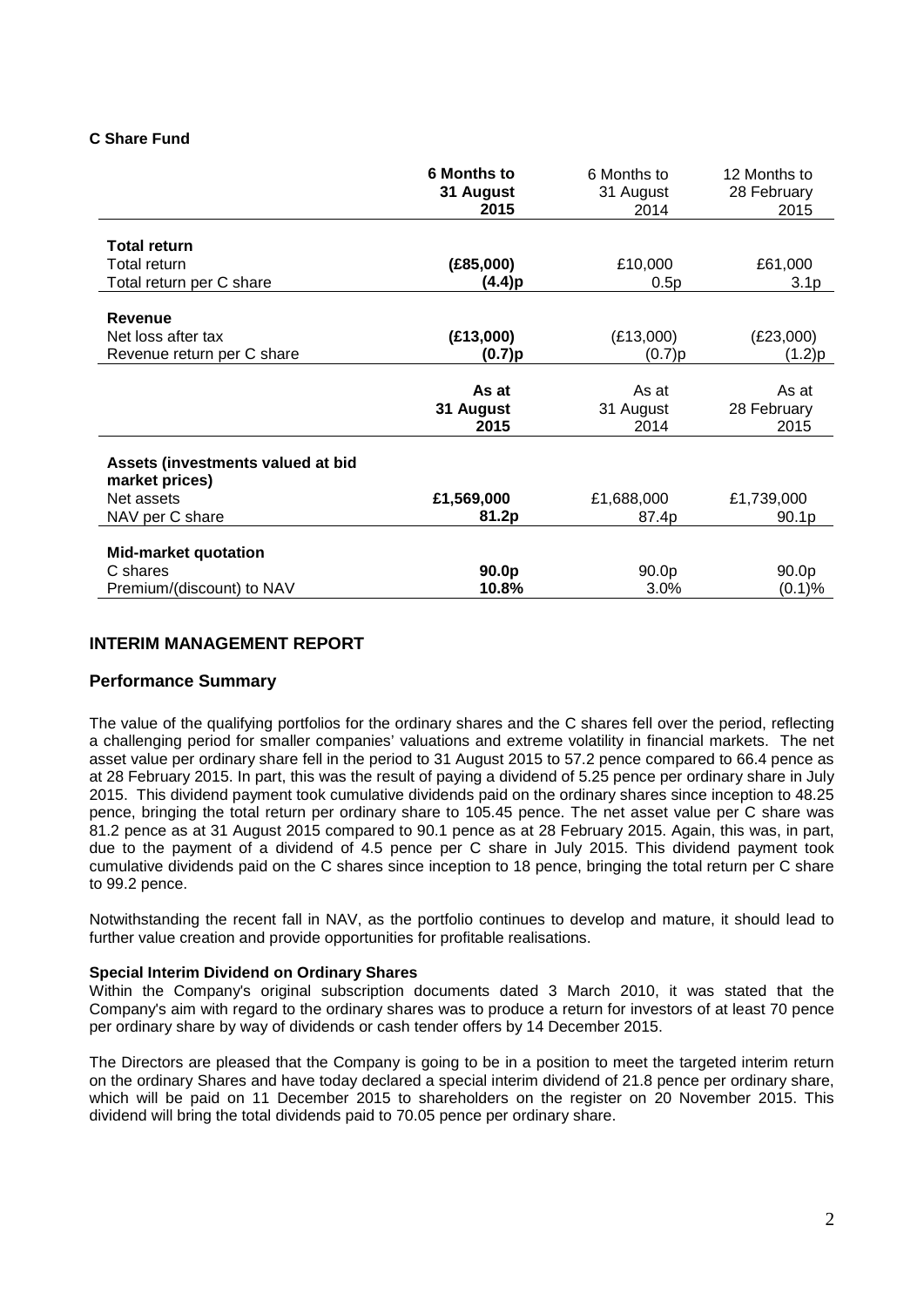**C Share Fund**

| | **6 Months to 31 August 2015** | 6 Months to 31 August 2014 | 12 Months to 28 February 2015 |
|---|---|---|---|
| **Total return** | | | |
| Total return | **(£85,000)** | £10,000 | £61,000 |
| Total return per C share | **(4.4)p** | 0.5p | 3.1p |
| **Revenue** | | | |
| Net loss after tax | **(£13,000)** | (£13,000) | (£23,000) |
| Revenue return per C share | **(0.7)p** | (0.7)p | (1.2)p |
| | **As at 31 August 2015** | As at 31 August 2014 | As at 28 February 2015 |
| **Assets (investments valued at bid market prices)** | | | |
| Net assets | **£1,569,000** | £1,688,000 | £1,739,000 |
| NAV per C share | **81.2p** | 87.4p | 90.1p |
| **Mid-market quotation** | | | |
| C shares | **90.0p** | 90.0p | 90.0p |
| Premium/(discount) to NAV | **10.8%** | 3.0% | (0.1)% |

## INTERIM MANAGEMENT REPORT

### Performance Summary

The value of the qualifying portfolios for the ordinary shares and the C shares fell over the period, reflecting a challenging period for smaller companies' valuations and extreme volatility in financial markets. The net asset value per ordinary share fell in the period to 31 August 2015 to 57.2 pence compared to 66.4 pence as at 28 February 2015. In part, this was the result of paying a dividend of 5.25 pence per ordinary share in July 2015. This dividend payment took cumulative dividends paid on the ordinary shares since inception to 48.25 pence, bringing the total return per ordinary share to 105.45 pence. The net asset value per C share was 81.2 pence as at 31 August 2015 compared to 90.1 pence as at 28 February 2015. Again, this was, in part, due to the payment of a dividend of 4.5 pence per C share in July 2015. This dividend payment took cumulative dividends paid on the C shares since inception to 18 pence, bringing the total return per C share to 99.2 pence.

Notwithstanding the recent fall in NAV, as the portfolio continues to develop and mature, it should lead to further value creation and provide opportunities for profitable realisations.

#### Special Interim Dividend on Ordinary Shares

Within the Company's original subscription documents dated 3 March 2010, it was stated that the Company's aim with regard to the ordinary shares was to produce a return for investors of at least 70 pence per ordinary share by way of dividends or cash tender offers by 14 December 2015.

The Directors are pleased that the Company is going to be in a position to meet the targeted interim return on the ordinary Shares and have today declared a special interim dividend of 21.8 pence per ordinary share, which will be paid on 11 December 2015 to shareholders on the register on 20 November 2015. This dividend will bring the total dividends paid to 70.05 pence per ordinary share.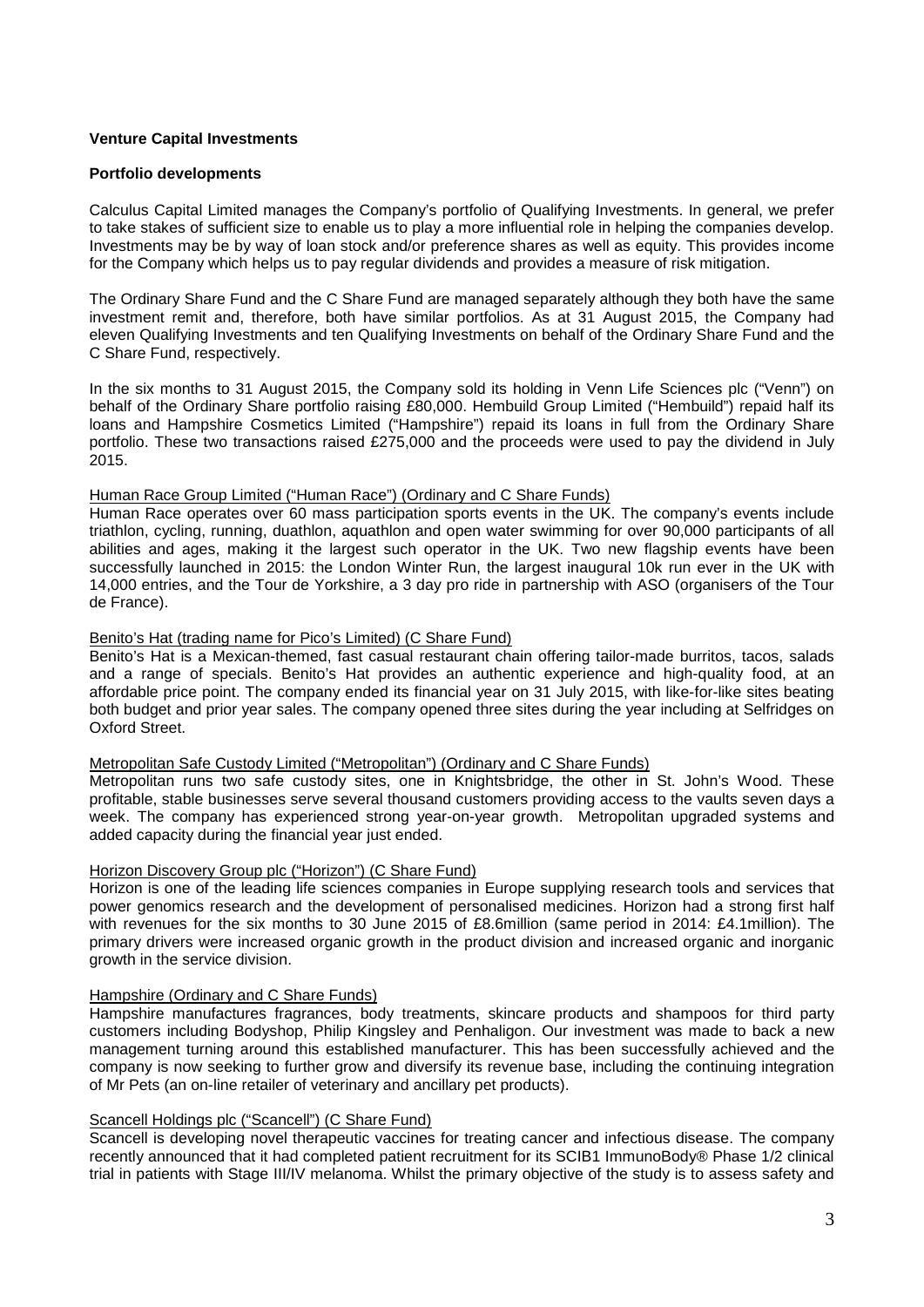**Venture Capital Investments**

**Portfolio developments**

Calculus Capital Limited manages the Company's portfolio of Qualifying Investments. In general, we prefer to take stakes of sufficient size to enable us to play a more influential role in helping the companies develop. Investments may be by way of loan stock and/or preference shares as well as equity. This provides income for the Company which helps us to pay regular dividends and provides a measure of risk mitigation.

The Ordinary Share Fund and the C Share Fund are managed separately although they both have the same investment remit and, therefore, both have similar portfolios. As at 31 August 2015, the Company had eleven Qualifying Investments and ten Qualifying Investments on behalf of the Ordinary Share Fund and the C Share Fund, respectively.

In the six months to 31 August 2015, the Company sold its holding in Venn Life Sciences plc ("Venn") on behalf of the Ordinary Share portfolio raising £80,000. Hembuild Group Limited ("Hembuild") repaid half its loans and Hampshire Cosmetics Limited ("Hampshire") repaid its loans in full from the Ordinary Share portfolio. These two transactions raised £275,000 and the proceeds were used to pay the dividend in July 2015.

Human Race Group Limited ("Human Race") (Ordinary and C Share Funds)

Human Race operates over 60 mass participation sports events in the UK. The company's events include triathlon, cycling, running, duathlon, aquathlon and open water swimming for over 90,000 participants of all abilities and ages, making it the largest such operator in the UK. Two new flagship events have been successfully launched in 2015: the London Winter Run, the largest inaugural 10k run ever in the UK with 14,000 entries, and the Tour de Yorkshire, a 3 day pro ride in partnership with ASO (organisers of the Tour de France).

Benito's Hat (trading name for Pico's Limited) (C Share Fund)

Benito's Hat is a Mexican-themed, fast casual restaurant chain offering tailor-made burritos, tacos, salads and a range of specials. Benito's Hat provides an authentic experience and high-quality food, at an affordable price point. The company ended its financial year on 31 July 2015, with like-for-like sites beating both budget and prior year sales. The company opened three sites during the year including at Selfridges on Oxford Street.

Metropolitan Safe Custody Limited ("Metropolitan") (Ordinary and C Share Funds)

Metropolitan runs two safe custody sites, one in Knightsbridge, the other in St. John's Wood. These profitable, stable businesses serve several thousand customers providing access to the vaults seven days a week. The company has experienced strong year-on-year growth. Metropolitan upgraded systems and added capacity during the financial year just ended.

Horizon Discovery Group plc ("Horizon") (C Share Fund)

Horizon is one of the leading life sciences companies in Europe supplying research tools and services that power genomics research and the development of personalised medicines. Horizon had a strong first half with revenues for the six months to 30 June 2015 of £8.6million (same period in 2014: £4.1million). The primary drivers were increased organic growth in the product division and increased organic and inorganic growth in the service division.

Hampshire (Ordinary and C Share Funds)

Hampshire manufactures fragrances, body treatments, skincare products and shampoos for third party customers including Bodyshop, Philip Kingsley and Penhaligon. Our investment was made to back a new management turning around this established manufacturer. This has been successfully achieved and the company is now seeking to further grow and diversify its revenue base, including the continuing integration of Mr Pets (an on-line retailer of veterinary and ancillary pet products).

Scancell Holdings plc ("Scancell") (C Share Fund)

Scancell is developing novel therapeutic vaccines for treating cancer and infectious disease. The company recently announced that it had completed patient recruitment for its SCIB1 ImmunoBody® Phase 1/2 clinical trial in patients with Stage III/IV melanoma. Whilst the primary objective of the study is to assess safety and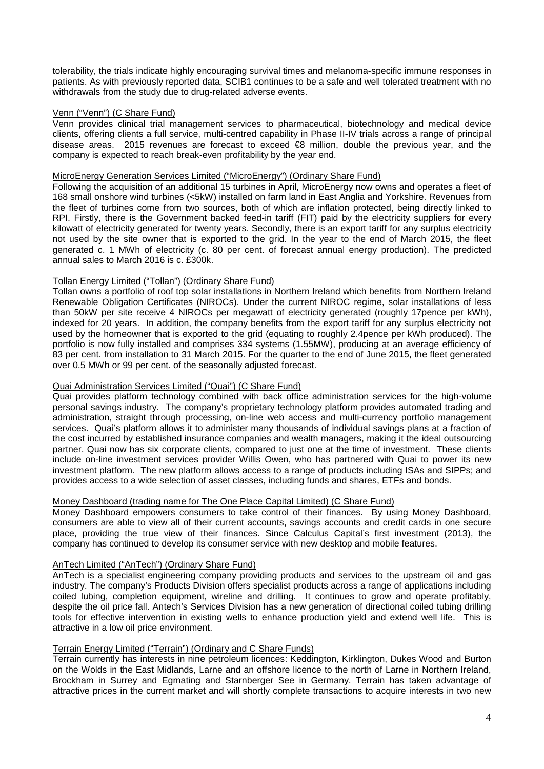tolerability, the trials indicate highly encouraging survival times and melanoma-specific immune responses in patients. As with previously reported data, SCIB1 continues to be a safe and well tolerated treatment with no withdrawals from the study due to drug-related adverse events.

Venn ("Venn") (C Share Fund)

Venn provides clinical trial management services to pharmaceutical, biotechnology and medical device clients, offering clients a full service, multi-centred capability in Phase II-IV trials across a range of principal disease areas. 2015 revenues are forecast to exceed €8 million, double the previous year, and the company is expected to reach break-even profitability by the year end.

MicroEnergy Generation Services Limited ("MicroEnergy") (Ordinary Share Fund)

Following the acquisition of an additional 15 turbines in April, MicroEnergy now owns and operates a fleet of 168 small onshore wind turbines (<5kW) installed on farm land in East Anglia and Yorkshire. Revenues from the fleet of turbines come from two sources, both of which are inflation protected, being directly linked to RPI. Firstly, there is the Government backed feed-in tariff (FIT) paid by the electricity suppliers for every kilowatt of electricity generated for twenty years. Secondly, there is an export tariff for any surplus electricity not used by the site owner that is exported to the grid. In the year to the end of March 2015, the fleet generated c. 1 MWh of electricity (c. 80 per cent. of forecast annual energy production). The predicted annual sales to March 2016 is c. £300k.

Tollan Energy Limited ("Tollan") (Ordinary Share Fund)

Tollan owns a portfolio of roof top solar installations in Northern Ireland which benefits from Northern Ireland Renewable Obligation Certificates (NIROCs). Under the current NIROC regime, solar installations of less than 50kW per site receive 4 NIROCs per megawatt of electricity generated (roughly 17pence per kWh), indexed for 20 years. In addition, the company benefits from the export tariff for any surplus electricity not used by the homeowner that is exported to the grid (equating to roughly 2.4pence per kWh produced). The portfolio is now fully installed and comprises 334 systems (1.55MW), producing at an average efficiency of 83 per cent. from installation to 31 March 2015. For the quarter to the end of June 2015, the fleet generated over 0.5 MWh or 99 per cent. of the seasonally adjusted forecast.

Quai Administration Services Limited ("Quai") (C Share Fund)

Quai provides platform technology combined with back office administration services for the high-volume personal savings industry. The company's proprietary technology platform provides automated trading and administration, straight through processing, on-line web access and multi-currency portfolio management services. Quai's platform allows it to administer many thousands of individual savings plans at a fraction of the cost incurred by established insurance companies and wealth managers, making it the ideal outsourcing partner. Quai now has six corporate clients, compared to just one at the time of investment. These clients include on-line investment services provider Willis Owen, who has partnered with Quai to power its new investment platform. The new platform allows access to a range of products including ISAs and SIPPs; and provides access to a wide selection of asset classes, including funds and shares, ETFs and bonds.

Money Dashboard (trading name for The One Place Capital Limited) (C Share Fund)

Money Dashboard empowers consumers to take control of their finances. By using Money Dashboard, consumers are able to view all of their current accounts, savings accounts and credit cards in one secure place, providing the true view of their finances. Since Calculus Capital's first investment (2013), the company has continued to develop its consumer service with new desktop and mobile features.

AnTech Limited ("AnTech") (Ordinary Share Fund)

AnTech is a specialist engineering company providing products and services to the upstream oil and gas industry. The company's Products Division offers specialist products across a range of applications including coiled lubing, completion equipment, wireline and drilling. It continues to grow and operate profitably, despite the oil price fall. Antech's Services Division has a new generation of directional coiled tubing drilling tools for effective intervention in existing wells to enhance production yield and extend well life. This is attractive in a low oil price environment.

Terrain Energy Limited ("Terrain") (Ordinary and C Share Funds)

Terrain currently has interests in nine petroleum licences: Keddington, Kirklington, Dukes Wood and Burton on the Wolds in the East Midlands, Larne and an offshore licence to the north of Larne in Northern Ireland, Brockham in Surrey and Egmating and Starnberger See in Germany. Terrain has taken advantage of attractive prices in the current market and will shortly complete transactions to acquire interests in two new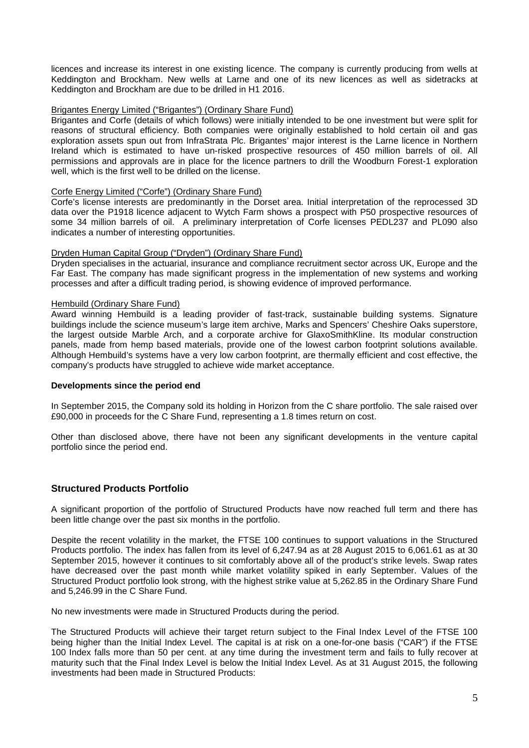licences and increase its interest in one existing licence. The company is currently producing from wells at Keddington and Brockham. New wells at Larne and one of its new licences as well as sidetracks at Keddington and Brockham are due to be drilled in H1 2016.

Brigantes Energy Limited ("Brigantes") (Ordinary Share Fund)

Brigantes and Corfe (details of which follows) were initially intended to be one investment but were split for reasons of structural efficiency. Both companies were originally established to hold certain oil and gas exploration assets spun out from InfraStrata Plc. Brigantes' major interest is the Larne licence in Northern Ireland which is estimated to have un-risked prospective resources of 450 million barrels of oil. All permissions and approvals are in place for the licence partners to drill the Woodburn Forest-1 exploration well, which is the first well to be drilled on the license.

Corfe Energy Limited ("Corfe") (Ordinary Share Fund)

Corfe's license interests are predominantly in the Dorset area. Initial interpretation of the reprocessed 3D data over the P1918 licence adjacent to Wytch Farm shows a prospect with P50 prospective resources of some 34 million barrels of oil. A preliminary interpretation of Corfe licenses PEDL237 and PL090 also indicates a number of interesting opportunities.

Dryden Human Capital Group ("Dryden") (Ordinary Share Fund)

Dryden specialises in the actuarial, insurance and compliance recruitment sector across UK, Europe and the Far East. The company has made significant progress in the implementation of new systems and working processes and after a difficult trading period, is showing evidence of improved performance.

Hembuild (Ordinary Share Fund)

Award winning Hembuild is a leading provider of fast-track, sustainable building systems. Signature buildings include the science museum's large item archive, Marks and Spencers' Cheshire Oaks superstore, the largest outside Marble Arch, and a corporate archive for GlaxoSmithKline. Its modular construction panels, made from hemp based materials, provide one of the lowest carbon footprint solutions available. Although Hembuild's systems have a very low carbon footprint, are thermally efficient and cost effective, the company's products have struggled to achieve wide market acceptance.

**Developments since the period end**

In September 2015, the Company sold its holding in Horizon from the C share portfolio. The sale raised over £90,000 in proceeds for the C Share Fund, representing a 1.8 times return on cost.

Other than disclosed above, there have not been any significant developments in the venture capital portfolio since the period end.

## Structured Products Portfolio

A significant proportion of the portfolio of Structured Products have now reached full term and there has been little change over the past six months in the portfolio.

Despite the recent volatility in the market, the FTSE 100 continues to support valuations in the Structured Products portfolio. The index has fallen from its level of 6,247.94 as at 28 August 2015 to 6,061.61 as at 30 September 2015, however it continues to sit comfortably above all of the product's strike levels. Swap rates have decreased over the past month while market volatility spiked in early September. Values of the Structured Product portfolio look strong, with the highest strike value at 5,262.85 in the Ordinary Share Fund and 5,246.99 in the C Share Fund.

No new investments were made in Structured Products during the period.

The Structured Products will achieve their target return subject to the Final Index Level of the FTSE 100 being higher than the Initial Index Level. The capital is at risk on a one-for-one basis ("CAR") if the FTSE 100 Index falls more than 50 per cent. at any time during the investment term and fails to fully recover at maturity such that the Final Index Level is below the Initial Index Level. As at 31 August 2015, the following investments had been made in Structured Products: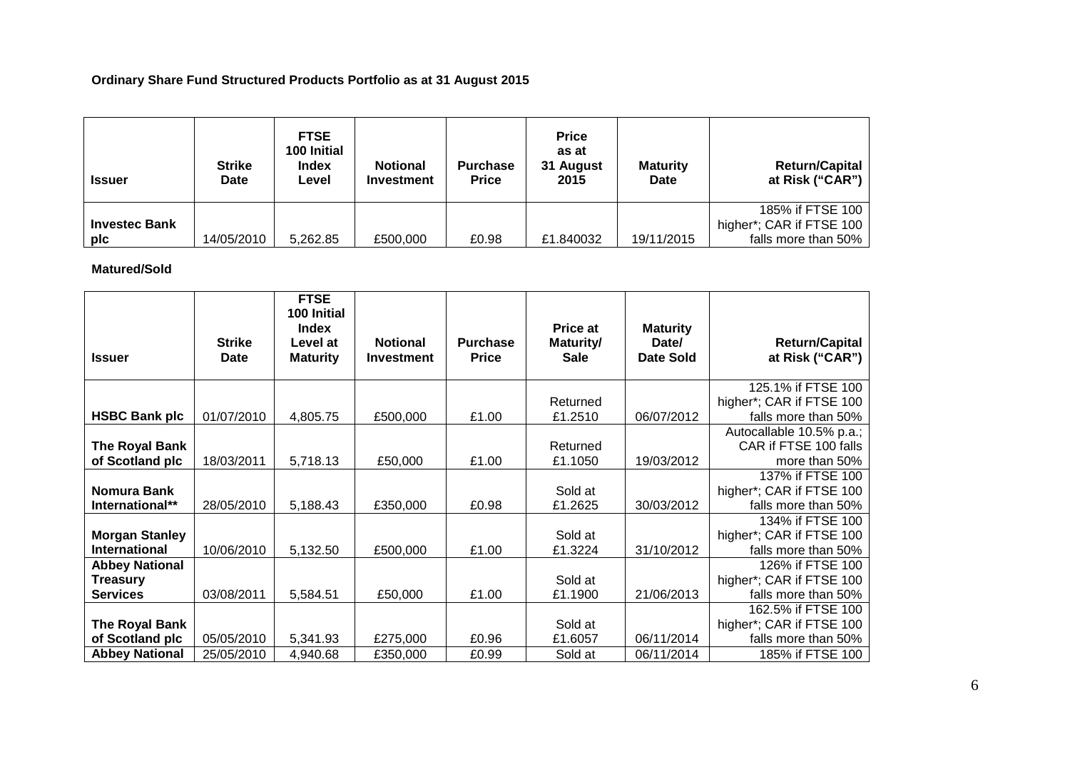**Ordinary Share Fund Structured Products Portfolio as at 31 August 2015**

| Issuer | Strike Date | FTSE 100 Initial Index Level | Notional Investment | Purchase Price | Price as at 31 August 2015 | Maturity Date | Return/Capital at Risk ("CAR") |
|---|---|---|---|---|---|---|---|
| **Investec Bank plc** | 14/05/2010 | 5,262.85 | £500,000 | £0.98 | £1.840032 | 19/11/2015 | 185% if FTSE 100 higher*; CAR if FTSE 100 falls more than 50% |

**Matured/Sold**

| Issuer | Strike Date | FTSE 100 Initial Index Level at Maturity | Notional Investment | Purchase Price | Price at Maturity/ Sale | Maturity Date/ Date Sold | Return/Capital at Risk ("CAR") |
|---|---|---|---|---|---|---|---|
| **HSBC Bank plc** | 01/07/2010 | 4,805.75 | £500,000 | £1.00 | Returned £1.2510 | 06/07/2012 | 125.1% if FTSE 100 higher*; CAR if FTSE 100 falls more than 50% |
| **The Royal Bank of Scotland plc** | 18/03/2011 | 5,718.13 | £50,000 | £1.00 | Returned £1.1050 | 19/03/2012 | Autocallable 10.5% p.a.; CAR if FTSE 100 falls more than 50% |
| **Nomura Bank International**** | 28/05/2010 | 5,188.43 | £350,000 | £0.98 | Sold at £1.2625 | 30/03/2012 | 137% if FTSE 100 higher*; CAR if FTSE 100 falls more than 50% |
| **Morgan Stanley International** | 10/06/2010 | 5,132.50 | £500,000 | £1.00 | Sold at £1.3224 | 31/10/2012 | 134% if FTSE 100 higher*; CAR if FTSE 100 falls more than 50% |
| **Abbey National Treasury Services** | 03/08/2011 | 5,584.51 | £50,000 | £1.00 | Sold at £1.1900 | 21/06/2013 | 126% if FTSE 100 higher*; CAR if FTSE 100 falls more than 50% |
| **The Royal Bank of Scotland plc** | 05/05/2010 | 5,341.93 | £275,000 | £0.96 | Sold at £1.6057 | 06/11/2014 | 162.5% if FTSE 100 higher*; CAR if FTSE 100 falls more than 50% |
| **Abbey National** | 25/05/2010 | 4,940.68 | £350,000 | £0.99 | Sold at | 06/11/2014 | 185% if FTSE 100 |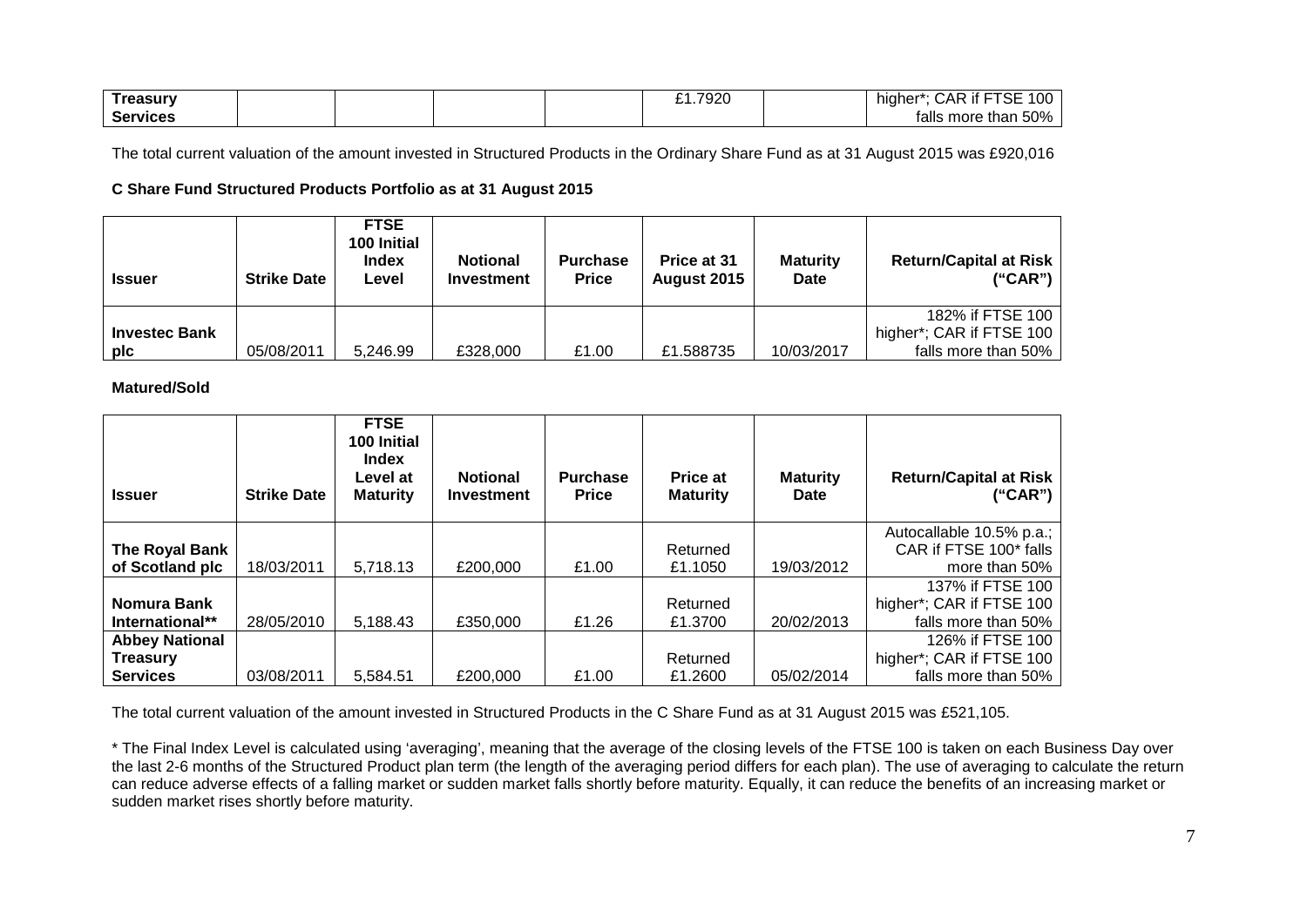| Treasury Services | | | | | £1.7920 | | higher*; CAR if FTSE 100 falls more than 50% |
|---|---|---|---|---|---|---|---|

The total current valuation of the amount invested in Structured Products in the Ordinary Share Fund as at 31 August 2015 was £920,016

**C Share Fund Structured Products Portfolio as at 31 August 2015**

| Issuer | Strike Date | FTSE 100 Initial Index Level | Notional Investment | Purchase Price | Price at 31 August 2015 | Maturity Date | Return/Capital at Risk ("CAR") |
|---|---|---|---|---|---|---|---|
| **Investec Bank plc** | 05/08/2011 | 5,246.99 | £328,000 | £1.00 | £1.588735 | 10/03/2017 | 182% if FTSE 100 higher*; CAR if FTSE 100 falls more than 50% |

**Matured/Sold**

| Issuer | Strike Date | FTSE 100 Initial Index Level at Maturity | Notional Investment | Purchase Price | Price at Maturity | Maturity Date | Return/Capital at Risk ("CAR") |
|---|---|---|---|---|---|---|---|
| **The Royal Bank of Scotland plc** | 18/03/2011 | 5,718.13 | £200,000 | £1.00 | Returned £1.1050 | 19/03/2012 | Autocallable 10.5% p.a.; CAR if FTSE 100* falls more than 50% |
| **Nomura Bank International**\*\* | 28/05/2010 | 5,188.43 | £350,000 | £1.26 | Returned £1.3700 | 20/02/2013 | 137% if FTSE 100 higher*; CAR if FTSE 100 falls more than 50% |
| **Abbey National Treasury Services** | 03/08/2011 | 5,584.51 | £200,000 | £1.00 | Returned £1.2600 | 05/02/2014 | 126% if FTSE 100 higher*; CAR if FTSE 100 falls more than 50% |

The total current valuation of the amount invested in Structured Products in the C Share Fund as at 31 August 2015 was £521,105.

\* The Final Index Level is calculated using 'averaging', meaning that the average of the closing levels of the FTSE 100 is taken on each Business Day over the last 2-6 months of the Structured Product plan term (the length of the averaging period differs for each plan). The use of averaging to calculate the return can reduce adverse effects of a falling market or sudden market falls shortly before maturity. Equally, it can reduce the benefits of an increasing market or sudden market rises shortly before maturity.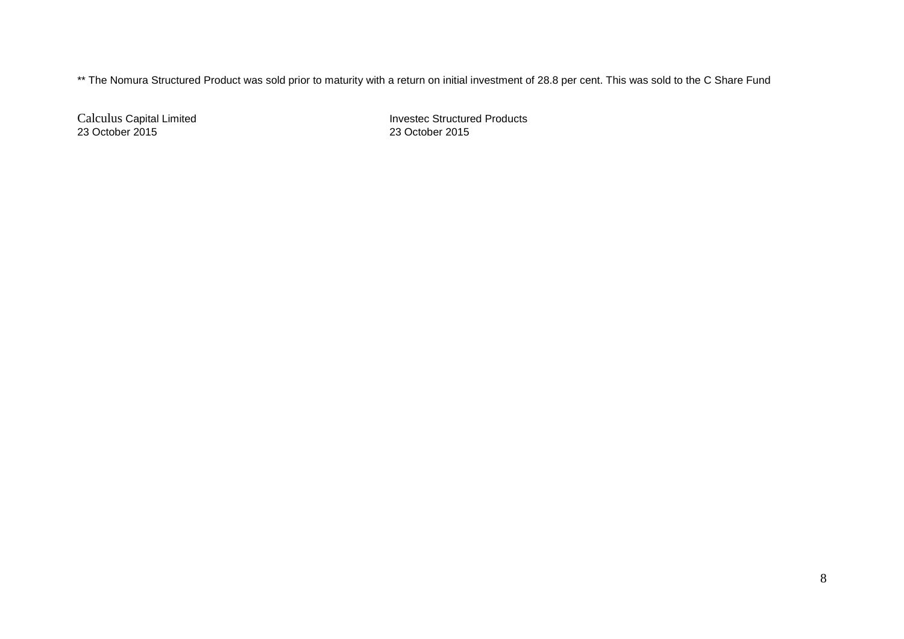** The Nomura Structured Product was sold prior to maturity with a return on initial investment of 28.8 per cent. This was sold to the C Share Fund

Calculus Capital Limited
23 October 2015

Investec Structured Products
23 October 2015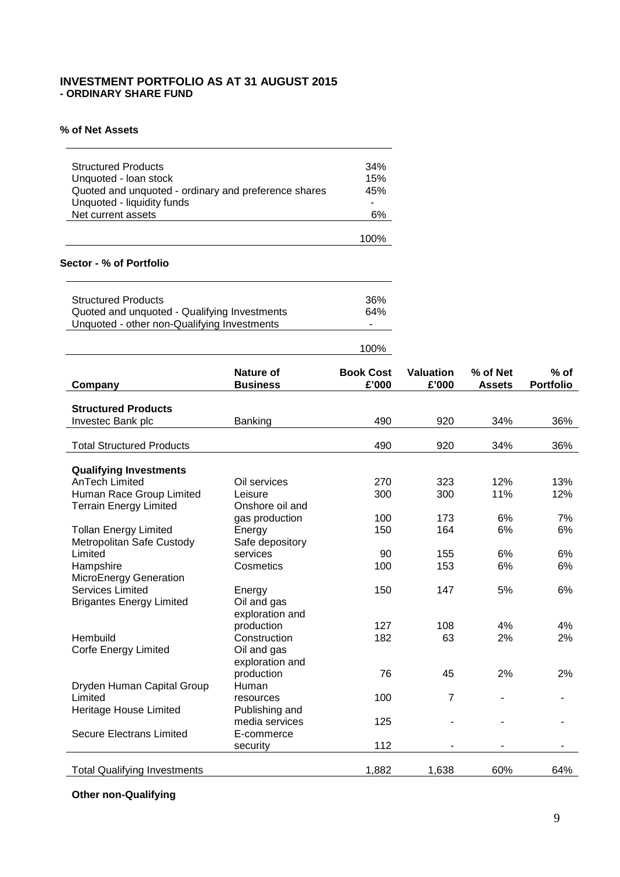## INVESTMENT PORTFOLIO AS AT 31 AUGUST 2015
### - ORDINARY SHARE FUND

**% of Net Assets**

| | |
|---|---|
| Structured Products | 34% |
| Unquoted - loan stock | 15% |
| Quoted and unquoted - ordinary and preference shares | 45% |
| Unquoted - liquidity funds | - |
| Net current assets | 6% |
| | 100% |

**Sector - % of Portfolio**

| | |
|---|---|
| Structured Products | 36% |
| Quoted and unquoted - Qualifying Investments | 64% |
| Unquoted - other non-Qualifying Investments | - |
| | 100% |

| Company | Nature of Business | Book Cost £'000 | Valuation £'000 | % of Net Assets | % of Portfolio |
|---|---|---|---|---|---|
| **Structured Products** | | | | | |
| Investec Bank plc | Banking | 490 | 920 | 34% | 36% |
| Total Structured Products | | 490 | 920 | 34% | 36% |
| **Qualifying Investments** | | | | | |
| AnTech Limited | Oil services | 270 | 323 | 12% | 13% |
| Human Race Group Limited | Leisure | 300 | 300 | 11% | 12% |
| Terrain Energy Limited | Onshore oil and gas production | 100 | 173 | 6% | 7% |
| Tollan Energy Limited | Energy | 150 | 164 | 6% | 6% |
| Metropolitan Safe Custody Limited | Safe depository services | 90 | 155 | 6% | 6% |
| Hampshire | Cosmetics | 100 | 153 | 6% | 6% |
| MicroEnergy Generation Services Limited | Energy | 150 | 147 | 5% | 6% |
| Brigantes Energy Limited | Oil and gas exploration and production | 127 | 108 | 4% | 4% |
| Hembuild | Construction | 182 | 63 | 2% | 2% |
| Corfe Energy Limited | Oil and gas exploration and production | 76 | 45 | 2% | 2% |
| Dryden Human Capital Group Limited | Human resources | 100 | 7 | - | - |
| Heritage House Limited | Publishing and media services | 125 | - | - | - |
| Secure Electrans Limited | E-commerce security | 112 | - | - | - |
| Total Qualifying Investments | | 1,882 | 1,638 | 60% | 64% |

**Other non-Qualifying**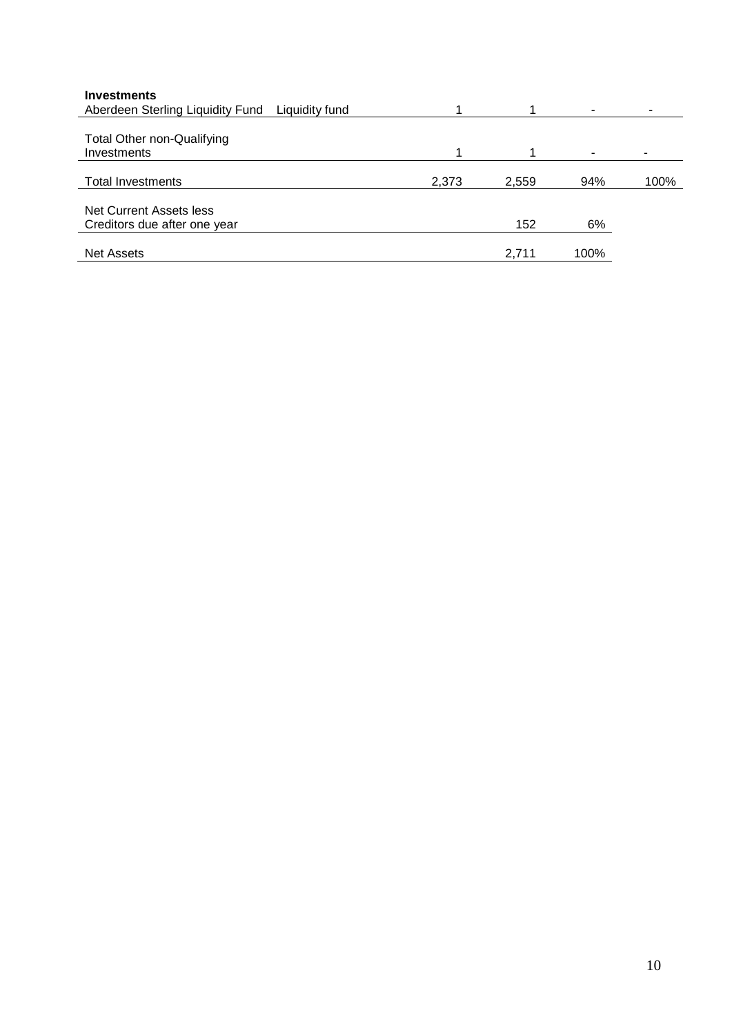| **Investments** | | | | | |
|---|---|---|---|---|---|
| Aberdeen Sterling Liquidity Fund | Liquidity fund | 1 | 1 | - | - |
| Total Other non-Qualifying Investments | | 1 | 1 | - | - |
| Total Investments | | 2,373 | 2,559 | 94% | 100% |
| Net Current Assets less Creditors due after one year | | | 152 | 6% | |
| Net Assets | | | 2,711 | 100% | |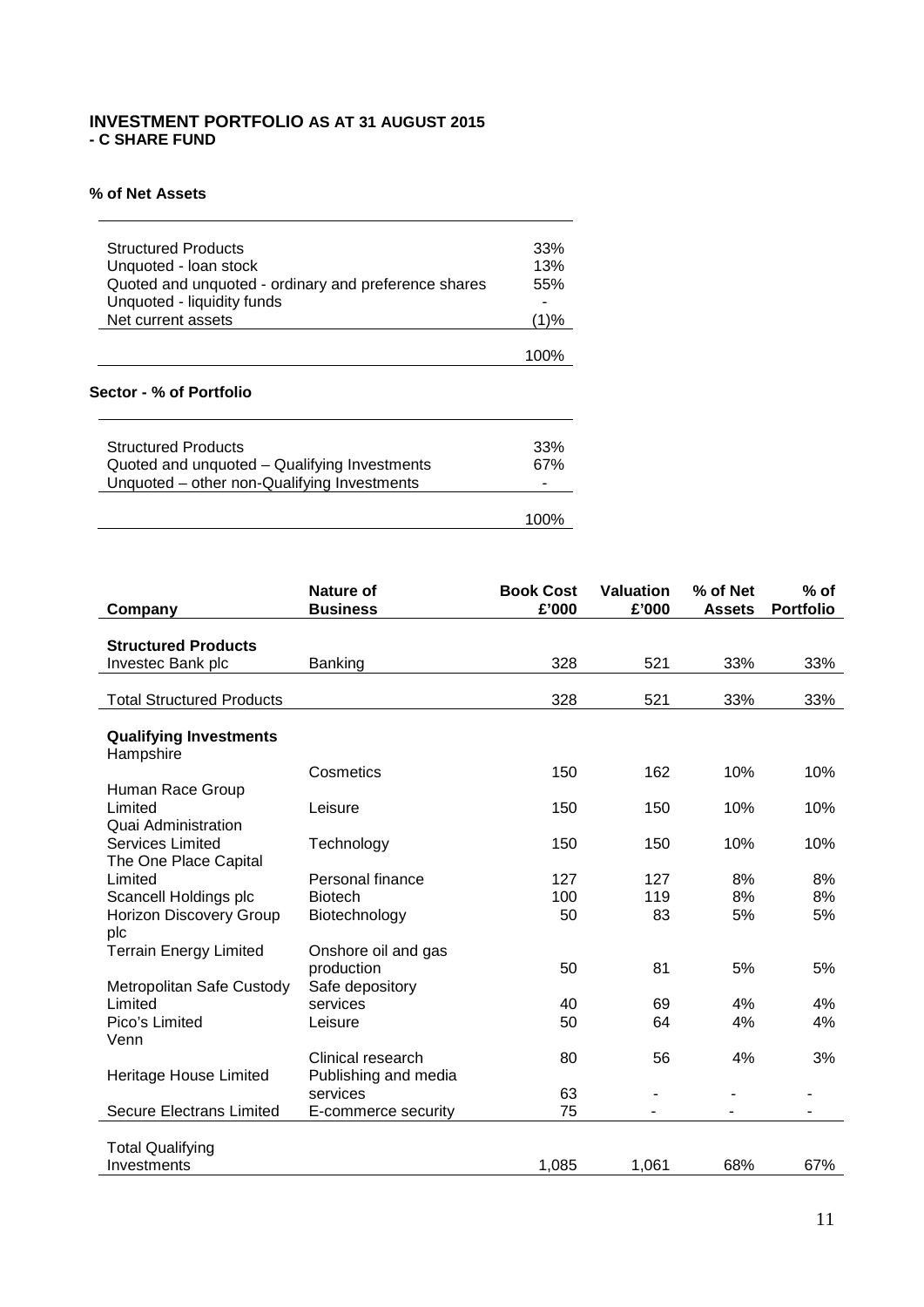# INVESTMENT PORTFOLIO AS AT 31 AUGUST 2015
## - C SHARE FUND

### % of Net Assets

| | |
|---|---|
| Structured Products | 33% |
| Unquoted - loan stock | 13% |
| Quoted and unquoted - ordinary and preference shares | 55% |
| Unquoted - liquidity funds | - |
| Net current assets | (1)% |
| | 100% |

### Sector - % of Portfolio

| | |
|---|---|
| Structured Products | 33% |
| Quoted and unquoted – Qualifying Investments | 67% |
| Unquoted – other non-Qualifying Investments | - |
| | 100% |

| Company | Nature of Business | Book Cost £'000 | Valuation £'000 | % of Net Assets | % of Portfolio |
|---|---|---|---|---|---|
| **Structured Products** | | | | | |
| Investec Bank plc | Banking | 328 | 521 | 33% | 33% |
| Total Structured Products | | 328 | 521 | 33% | 33% |
| **Qualifying Investments** | | | | | |
| Hampshire | Cosmetics | 150 | 162 | 10% | 10% |
| Human Race Group Limited | Leisure | 150 | 150 | 10% | 10% |
| Quai Administration Services Limited | Technology | 150 | 150 | 10% | 10% |
| The One Place Capital Limited | Personal finance | 127 | 127 | 8% | 8% |
| Scancell Holdings plc | Biotech | 100 | 119 | 8% | 8% |
| Horizon Discovery Group plc | Biotechnology | 50 | 83 | 5% | 5% |
| Terrain Energy Limited | Onshore oil and gas production | 50 | 81 | 5% | 5% |
| Metropolitan Safe Custody Limited | Safe depository services | 40 | 69 | 4% | 4% |
| Pico's Limited | Leisure | 50 | 64 | 4% | 4% |
| Venn | Clinical research | 80 | 56 | 4% | 3% |
| Heritage House Limited | Publishing and media services | 63 | - | - | - |
| Secure Electrans Limited | E-commerce security | 75 | - | - | - |
| Total Qualifying Investments | | 1,085 | 1,061 | 68% | 67% |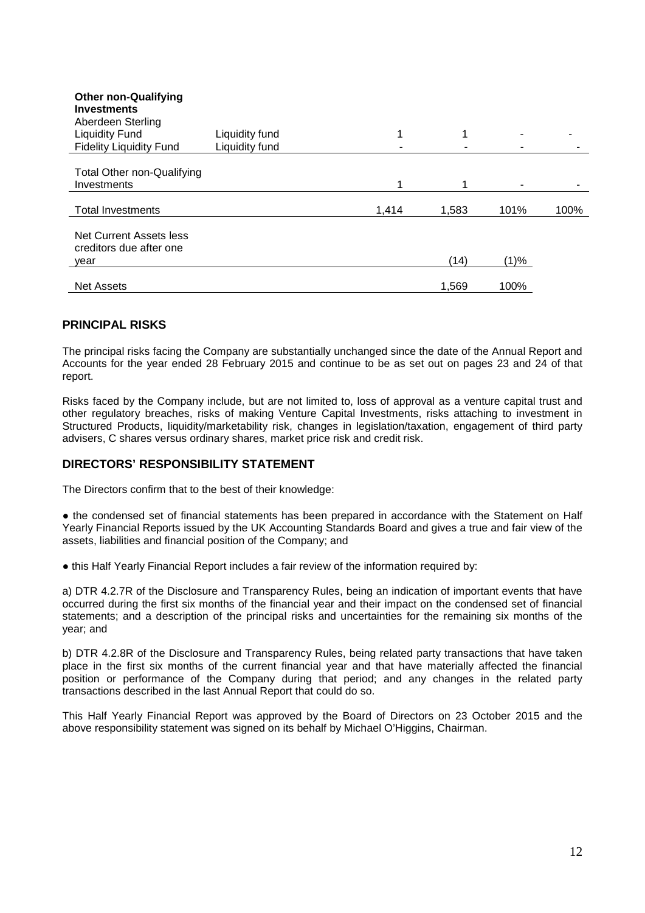| | | | | | |
|---|---|---|---|---|---|
| **Other non-Qualifying Investments** | | | | | |
| Aberdeen Sterling Liquidity Fund | Liquidity fund | 1 | 1 | - | - |
| Fidelity Liquidity Fund | Liquidity fund | - | - | - | - |
| Total Other non-Qualifying Investments | | 1 | 1 | - | - |
| Total Investments | | 1,414 | 1,583 | 101% | 100% |
| Net Current Assets less creditors due after one year | | | (14) | (1)% | |
| Net Assets | | | 1,569 | 100% | |

## PRINCIPAL RISKS

The principal risks facing the Company are substantially unchanged since the date of the Annual Report and Accounts for the year ended 28 February 2015 and continue to be as set out on pages 23 and 24 of that report.

Risks faced by the Company include, but are not limited to, loss of approval as a venture capital trust and other regulatory breaches, risks of making Venture Capital Investments, risks attaching to investment in Structured Products, liquidity/marketability risk, changes in legislation/taxation, engagement of third party advisers, C shares versus ordinary shares, market price risk and credit risk.

## DIRECTORS' RESPONSIBILITY STATEMENT

The Directors confirm that to the best of their knowledge:

● the condensed set of financial statements has been prepared in accordance with the Statement on Half Yearly Financial Reports issued by the UK Accounting Standards Board and gives a true and fair view of the assets, liabilities and financial position of the Company; and

● this Half Yearly Financial Report includes a fair review of the information required by:

a) DTR 4.2.7R of the Disclosure and Transparency Rules, being an indication of important events that have occurred during the first six months of the financial year and their impact on the condensed set of financial statements; and a description of the principal risks and uncertainties for the remaining six months of the year; and

b) DTR 4.2.8R of the Disclosure and Transparency Rules, being related party transactions that have taken place in the first six months of the current financial year and that have materially affected the financial position or performance of the Company during that period; and any changes in the related party transactions described in the last Annual Report that could do so.

This Half Yearly Financial Report was approved by the Board of Directors on 23 October 2015 and the above responsibility statement was signed on its behalf by Michael O'Higgins, Chairman.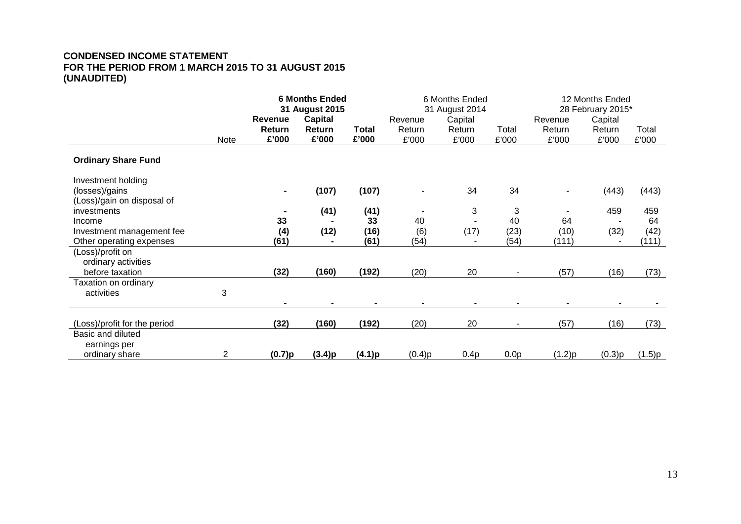**CONDENSED INCOME STATEMENT**
**FOR THE PERIOD FROM 1 MARCH 2015 TO 31 AUGUST 2015**
**(UNAUDITED)**

| | | **6 Months Ended 31 August 2015** | | | 6 Months Ended 31 August 2014 | | | 12 Months Ended 28 February 2015* | | |
|---|---|---|---|---|---|---|---|---|---|---|
| | Note | **Revenue Return £'000** | **Capital Return £'000** | **Total £'000** | Revenue Return £'000 | Capital Return £'000 | Total £'000 | Revenue Return £'000 | Capital Return £'000 | Total £'000 |
| **Ordinary Share Fund** | | | | | | | | | | |
| Investment holding (losses)/gains | | **-** | **(107)** | **(107)** | - | 34 | 34 | - | (443) | (443) |
| (Loss)/gain on disposal of investments | | **-** | **(41)** | **(41)** | - | 3 | 3 | - | 459 | 459 |
| Income | | **33** | **-** | **33** | 40 | - | 40 | 64 | - | 64 |
| Investment management fee | | **(4)** | **(12)** | **(16)** | (6) | (17) | (23) | (10) | (32) | (42) |
| Other operating expenses | | **(61)** | **-** | **(61)** | (54) | - | (54) | (111) | - | (111) |
| (Loss)/profit on ordinary activities before taxation | | **(32)** | **(160)** | **(192)** | (20) | 20 | - | (57) | (16) | (73) |
| Taxation on ordinary activities | 3 | **-** | **-** | **-** | - | - | - | - | - | - |
| (Loss)/profit for the period | | **(32)** | **(160)** | **(192)** | (20) | 20 | - | (57) | (16) | (73) |
| Basic and diluted earnings per ordinary share | 2 | **(0.7)p** | **(3.4)p** | **(4.1)p** | (0.4)p | 0.4p | 0.0p | (1.2)p | (0.3)p | (1.5)p |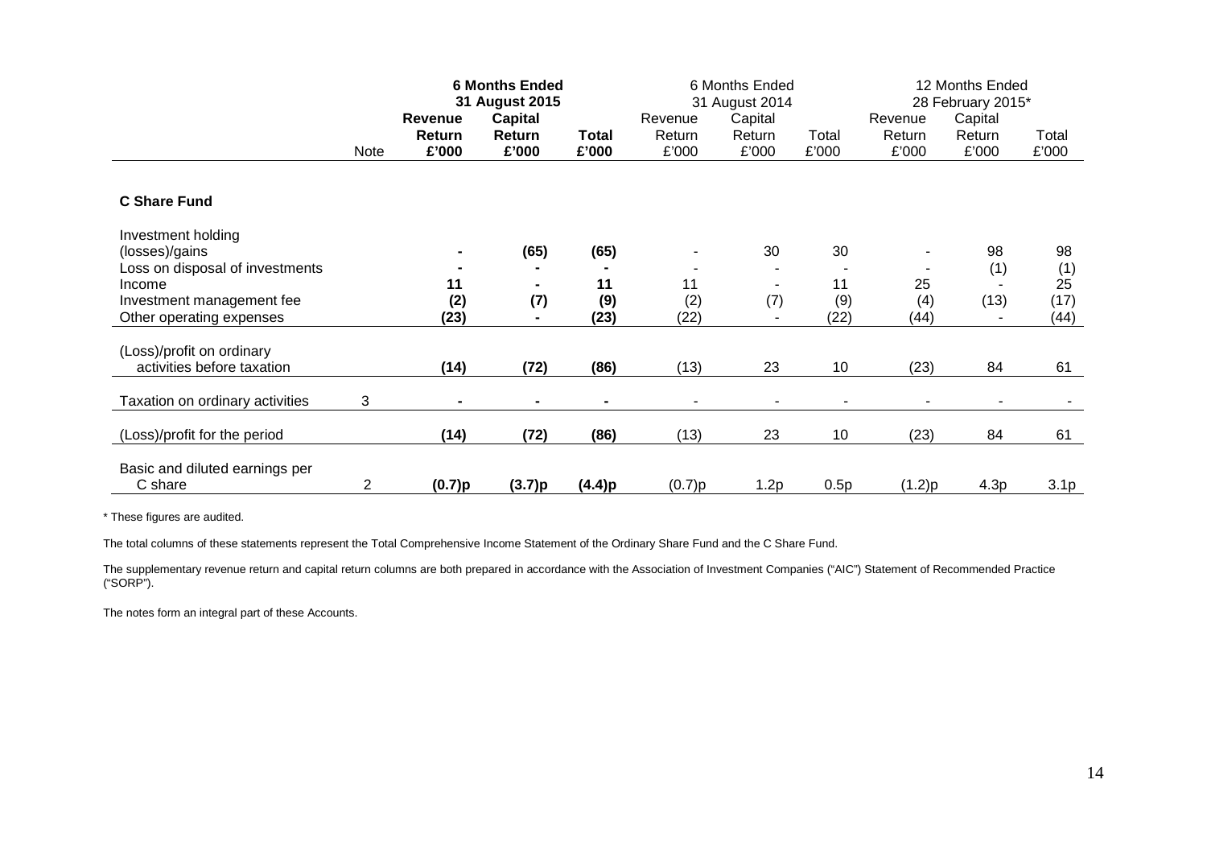| | Note | **6 Months Ended 31 August 2015** | | | 6 Months Ended 31 August 2014 | | | 12 Months Ended 28 February 2015* | | |
|---|---|---|---|---|---|---|---|---|---|---|
| | | **Revenue Return £'000** | **Capital Return £'000** | **Total £'000** | Revenue Return £'000 | Capital Return £'000 | Total £'000 | Revenue Return £'000 | Capital Return £'000 | Total £'000 |
| **C Share Fund** | | | | | | | | | | |
| Investment holding (losses)/gains | | **-** | **(65)** | **(65)** | - | 30 | 30 | - | 98 | 98 |
| Loss on disposal of investments | | **-** | **-** | **-** | - | - | - | - | (1) | (1) |
| Income | | **11** | **-** | **11** | 11 | - | 11 | 25 | - | 25 |
| Investment management fee | | **(2)** | **(7)** | **(9)** | (2) | (7) | (9) | (4) | (13) | (17) |
| Other operating expenses | | **(23)** | **-** | **(23)** | (22) | - | (22) | (44) | - | (44) |
| (Loss)/profit on ordinary activities before taxation | | **(14)** | **(72)** | **(86)** | (13) | 23 | 10 | (23) | 84 | 61 |
| Taxation on ordinary activities | 3 | **-** | **-** | **-** | - | - | - | - | - | - |
| (Loss)/profit for the period | | **(14)** | **(72)** | **(86)** | (13) | 23 | 10 | (23) | 84 | 61 |
| Basic and diluted earnings per C share | 2 | **(0.7)p** | **(3.7)p** | **(4.4)p** | (0.7)p | 1.2p | 0.5p | (1.2)p | 4.3p | 3.1p |

* These figures are audited.

The total columns of these statements represent the Total Comprehensive Income Statement of the Ordinary Share Fund and the C Share Fund.

The supplementary revenue return and capital return columns are both prepared in accordance with the Association of Investment Companies ("AIC") Statement of Recommended Practice ("SORP").

The notes form an integral part of these Accounts.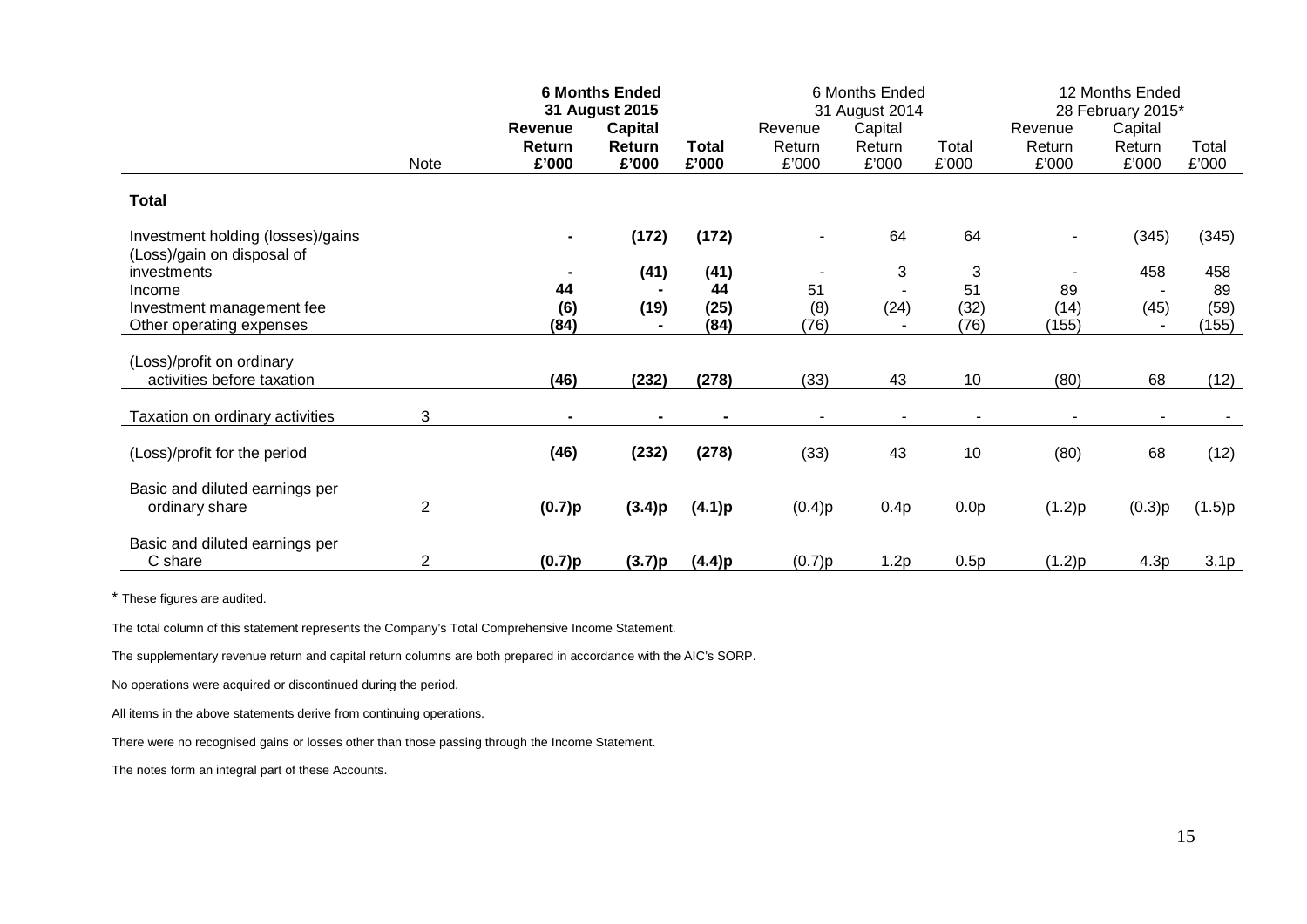| | Note | **6 Months Ended 31 August 2015** | | | 6 Months Ended 31 August 2014 | | | 12 Months Ended 28 February 2015* | | |
|---|---|---|---|---|---|---|---|---|---|---|
| | | **Revenue Return £'000** | **Capital Return £'000** | **Total £'000** | Revenue Return £'000 | Capital Return £'000 | Total £'000 | Revenue Return £'000 | Capital Return £'000 | Total £'000 |
| **Total** | | | | | | | | | | |
| Investment holding (losses)/gains | | **-** | **(172)** | **(172)** | - | 64 | 64 | - | (345) | (345) |
| (Loss)/gain on disposal of investments | | **-** | **(41)** | **(41)** | - | 3 | 3 | - | 458 | 458 |
| Income | | **44** | **-** | **44** | 51 | - | 51 | 89 | - | 89 |
| Investment management fee | | **(6)** | **(19)** | **(25)** | (8) | (24) | (32) | (14) | (45) | (59) |
| Other operating expenses | | **(84)** | **-** | **(84)** | (76) | - | (76) | (155) | - | (155) |
| (Loss)/profit on ordinary activities before taxation | | **(46)** | **(232)** | **(278)** | (33) | 43 | 10 | (80) | 68 | (12) |
| Taxation on ordinary activities | 3 | **-** | **-** | **-** | - | - | - | - | - | - |
| (Loss)/profit for the period | | **(46)** | **(232)** | **(278)** | (33) | 43 | 10 | (80) | 68 | (12) |
| Basic and diluted earnings per ordinary share | 2 | **(0.7)p** | **(3.4)p** | **(4.1)p** | (0.4)p | 0.4p | 0.0p | (1.2)p | (0.3)p | (1.5)p |
| Basic and diluted earnings per C share | 2 | **(0.7)p** | **(3.7)p** | **(4.4)p** | (0.7)p | 1.2p | 0.5p | (1.2)p | 4.3p | 3.1p |

\* These figures are audited.

The total column of this statement represents the Company's Total Comprehensive Income Statement.

The supplementary revenue return and capital return columns are both prepared in accordance with the AIC's SORP.

No operations were acquired or discontinued during the period.

All items in the above statements derive from continuing operations.

There were no recognised gains or losses other than those passing through the Income Statement.

The notes form an integral part of these Accounts.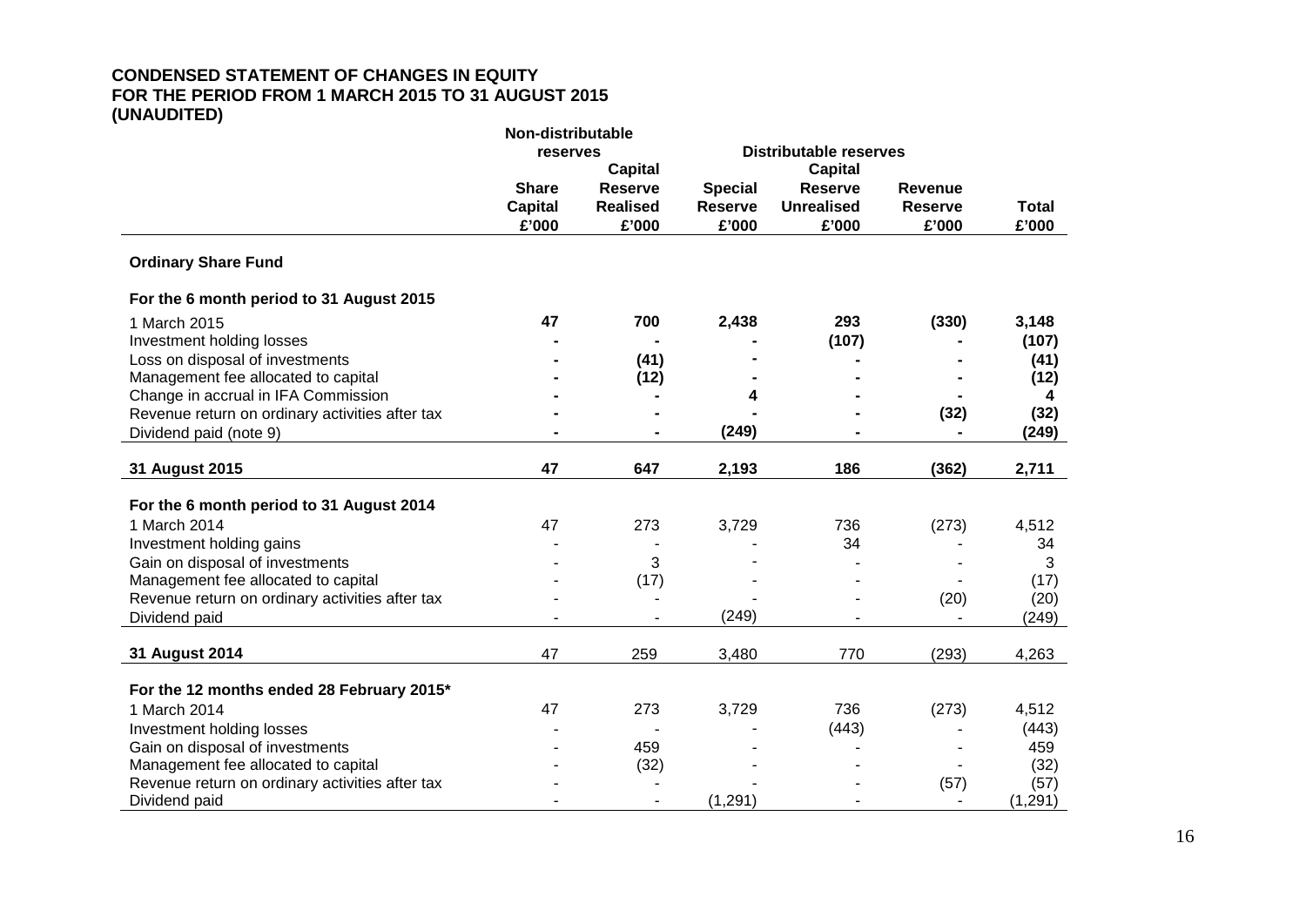**CONDENSED STATEMENT OF CHANGES IN EQUITY**
**FOR THE PERIOD FROM 1 MARCH 2015 TO 31 AUGUST 2015**
**(UNAUDITED)**

| | Non-distributable reserves | | Distributable reserves | | | |
|---|---|---|---|---|---|---|
| | Share Capital £'000 | Capital Reserve Realised £'000 | Special Reserve £'000 | Capital Reserve Unrealised £'000 | Revenue Reserve £'000 | Total £'000 |
| **Ordinary Share Fund** | | | | | | |
| **For the 6 month period to 31 August 2015** | | | | | | |
| 1 March 2015 | **47** | **700** | **2,438** | **293** | **(330)** | **3,148** |
| Investment holding losses | **-** | **-** | **-** | **(107)** | **-** | **(107)** |
| Loss on disposal of investments | **-** | **(41)** | **-** | **-** | **-** | **(41)** |
| Management fee allocated to capital | **-** | **(12)** | **-** | **-** | **-** | **(12)** |
| Change in accrual in IFA Commission | **-** | **-** | **4** | **-** | **-** | **4** |
| Revenue return on ordinary activities after tax | **-** | **-** | **-** | **-** | **(32)** | **(32)** |
| Dividend paid (note 9) | **-** | **-** | **(249)** | **-** | **-** | **(249)** |
| **31 August 2015** | **47** | **647** | **2,193** | **186** | **(362)** | **2,711** |
| **For the 6 month period to 31 August 2014** | | | | | | |
| 1 March 2014 | 47 | 273 | 3,729 | 736 | (273) | 4,512 |
| Investment holding gains | - | - | - | 34 | - | 34 |
| Gain on disposal of investments | - | 3 | - | - | - | 3 |
| Management fee allocated to capital | - | (17) | - | - | - | (17) |
| Revenue return on ordinary activities after tax | - | - | - | - | (20) | (20) |
| Dividend paid | - | - | (249) | - | - | (249) |
| **31 August 2014** | 47 | 259 | 3,480 | 770 | (293) | 4,263 |
| **For the 12 months ended 28 February 2015*** | | | | | | |
| 1 March 2014 | 47 | 273 | 3,729 | 736 | (273) | 4,512 |
| Investment holding losses | - | - | - | (443) | - | (443) |
| Gain on disposal of investments | - | 459 | - | - | - | 459 |
| Management fee allocated to capital | - | (32) | - | - | - | (32) |
| Revenue return on ordinary activities after tax | - | - | - | - | (57) | (57) |
| Dividend paid | - | - | (1,291) | - | - | (1,291) |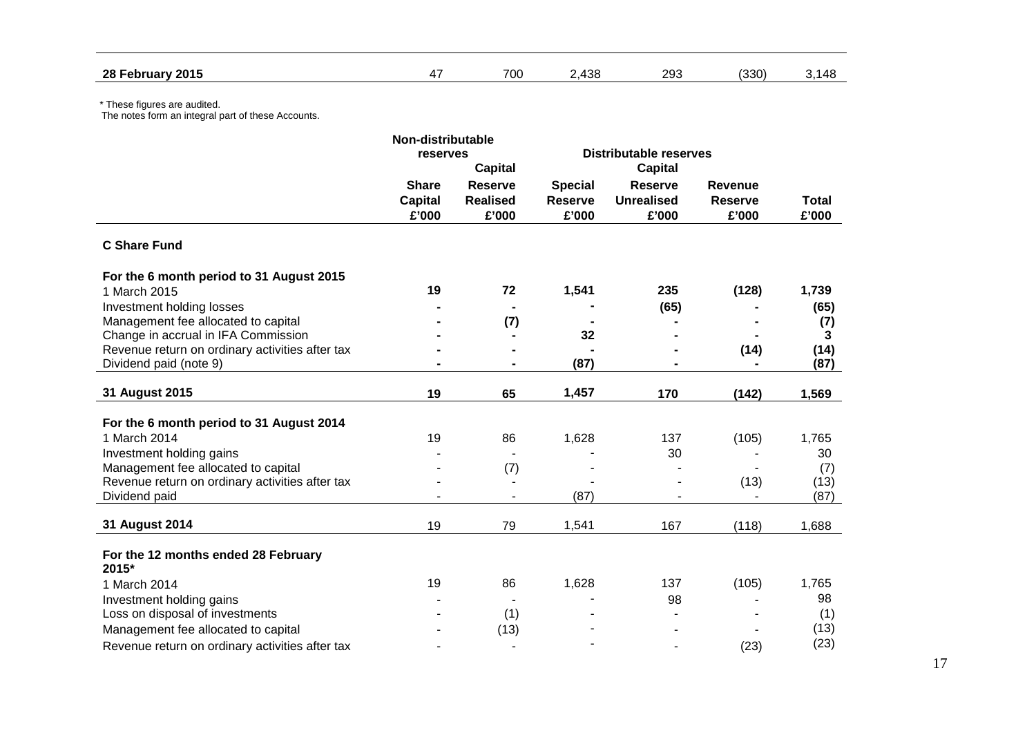| | | | | | | |
|---|---|---|---|---|---|---|
| **28 February 2015** | 47 | 700 | 2,438 | 293 | (330) | 3,148 |

\* These figures are audited.
The notes form an integral part of these Accounts.

| | Non-distributable reserves | | Distributable reserves | | | |
|---|---|---|---|---|---|---|
| | | Capital | | Capital | | |
| | **Share Capital £'000** | **Reserve Realised £'000** | **Special Reserve £'000** | **Reserve Unrealised £'000** | **Revenue Reserve £'000** | **Total £'000** |
| **C Share Fund** | | | | | | |
| **For the 6 month period to 31 August 2015** | | | | | | |
| 1 March 2015 | **19** | **72** | **1,541** | **235** | **(128)** | **1,739** |
| Investment holding losses | **-** | **-** | **-** | **(65)** | **-** | **(65)** |
| Management fee allocated to capital | **-** | **(7)** | **-** | **-** | **-** | **(7)** |
| Change in accrual in IFA Commission | **-** | **-** | **32** | **-** | **-** | **3** |
| Revenue return on ordinary activities after tax | **-** | **-** | **-** | **-** | **(14)** | **(14)** |
| Dividend paid (note 9) | **-** | **-** | **(87)** | **-** | **-** | **(87)** |
| **31 August 2015** | **19** | **65** | **1,457** | **170** | **(142)** | **1,569** |
| **For the 6 month period to 31 August 2014** | | | | | | |
| 1 March 2014 | 19 | 86 | 1,628 | 137 | (105) | 1,765 |
| Investment holding gains | - | - | - | 30 | - | 30 |
| Management fee allocated to capital | - | (7) | - | - | - | (7) |
| Revenue return on ordinary activities after tax | - | - | - | - | (13) | (13) |
| Dividend paid | - | - | (87) | - | - | (87) |
| **31 August 2014** | 19 | 79 | 1,541 | 167 | (118) | 1,688 |
| **For the 12 months ended 28 February 2015\*** | | | | | | |
| 1 March 2014 | 19 | 86 | 1,628 | 137 | (105) | 1,765 |
| Investment holding gains | - | - | - | 98 | - | 98 |
| Loss on disposal of investments | - | (1) | - | - | - | (1) |
| Management fee allocated to capital | - | (13) | - | - | - | (13) |
| Revenue return on ordinary activities after tax | - | - | - | - | (23) | (23) |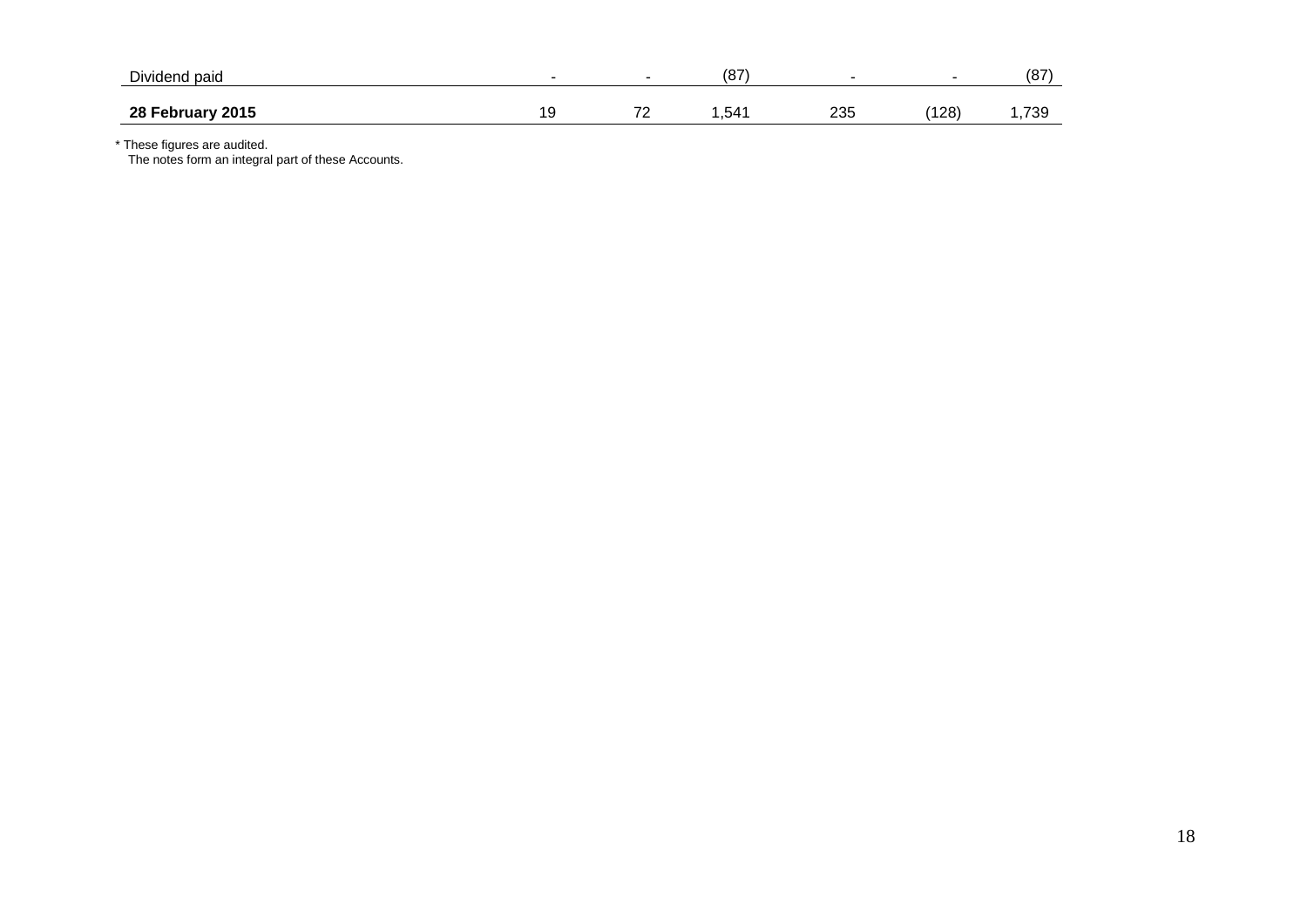| | | | | | | |
|---|---|---|---|---|---|---|
| Dividend paid | - | - | (87) | - | - | (87) |
| **28 February 2015** | 19 | 72 | 1,541 | 235 | (128) | 1,739 |

\* These figures are audited.
The notes form an integral part of these Accounts.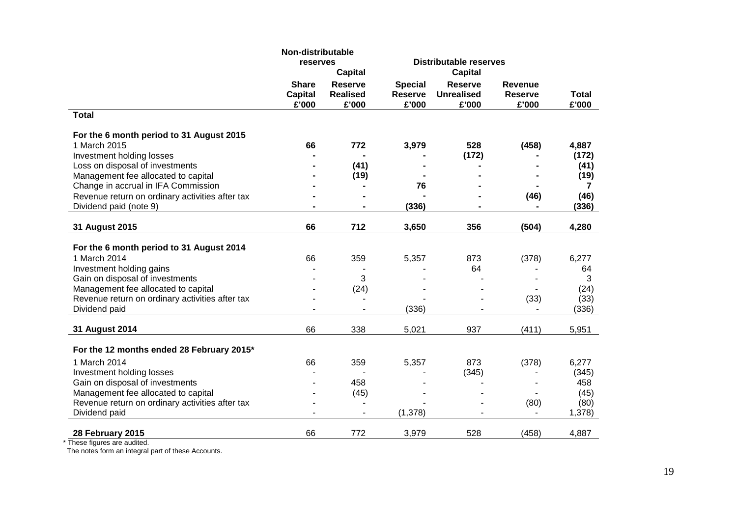| | Non-distributable reserves | | Distributable reserves | | | |
|---|---|---|---|---|---|---|
| | | Capital | | Capital | | |
| | Share Capital £'000 | Reserve Realised £'000 | Special Reserve £'000 | Reserve Unrealised £'000 | Revenue Reserve £'000 | Total £'000 |
| **Total** | | | | | | |
| **For the 6 month period to 31 August 2015** | | | | | | |
| 1 March 2015 | **66** | **772** | **3,979** | **528** | **(458)** | **4,887** |
| Investment holding losses | **-** | **-** | **-** | **(172)** | **-** | **(172)** |
| Loss on disposal of investments | **-** | **(41)** | **-** | **-** | **-** | **(41)** |
| Management fee allocated to capital | **-** | **(19)** | **-** | **-** | **-** | **(19)** |
| Change in accrual in IFA Commission | **-** | **-** | **76** | **-** | **-** | **7** |
| Revenue return on ordinary activities after tax | **-** | **-** | **-** | **-** | **(46)** | **(46)** |
| Dividend paid (note 9) | **-** | **-** | **(336)** | **-** | **-** | **(336)** |
| **31 August 2015** | **66** | **712** | **3,650** | **356** | **(504)** | **4,280** |
| **For the 6 month period to 31 August 2014** | | | | | | |
| 1 March 2014 | 66 | 359 | 5,357 | 873 | (378) | 6,277 |
| Investment holding gains | - | - | - | 64 | - | 64 |
| Gain on disposal of investments | - | 3 | - | - | - | 3 |
| Management fee allocated to capital | - | (24) | - | - | - | (24) |
| Revenue return on ordinary activities after tax | - | - | - | - | (33) | (33) |
| Dividend paid | - | - | (336) | - | - | (336) |
| **31 August 2014** | 66 | 338 | 5,021 | 937 | (411) | 5,951 |
| **For the 12 months ended 28 February 2015*** | | | | | | |
| 1 March 2014 | 66 | 359 | 5,357 | 873 | (378) | 6,277 |
| Investment holding losses | - | - | - | (345) | - | (345) |
| Gain on disposal of investments | - | 458 | - | - | - | 458 |
| Management fee allocated to capital | - | (45) | - | - | - | (45) |
| Revenue return on ordinary activities after tax | - | - | - | - | (80) | (80) |
| Dividend paid | - | - | (1,378) | - | - | 1,378) |
| **28 February 2015** | 66 | 772 | 3,979 | 528 | (458) | 4,887 |

\* These figures are audited.

The notes form an integral part of these Accounts.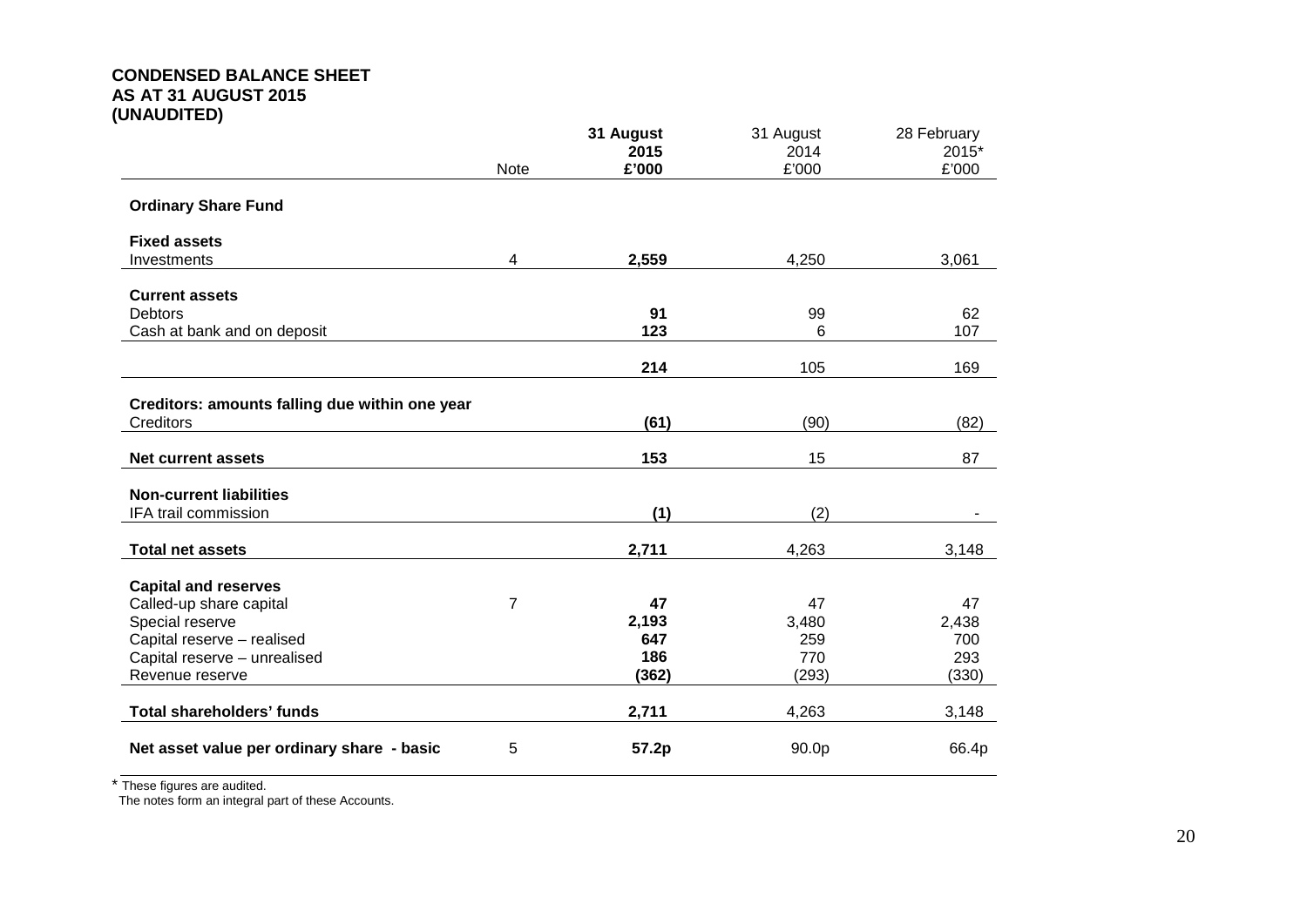**CONDENSED BALANCE SHEET**
**AS AT 31 AUGUST 2015**
**(UNAUDITED)**

| | Note | **31 August 2015 £'000** | 31 August 2014 £'000 | 28 February 2015* £'000 |
|---|---|---|---|---|
| **Ordinary Share Fund** | | | | |
| **Fixed assets** | | | | |
| Investments | 4 | **2,559** | 4,250 | 3,061 |
| **Current assets** | | | | |
| Debtors | | **91** | 99 | 62 |
| Cash at bank and on deposit | | **123** | 6 | 107 |
| | | **214** | 105 | 169 |
| **Creditors: amounts falling due within one year** | | | | |
| Creditors | | **(61)** | (90) | (82) |
| **Net current assets** | | **153** | 15 | 87 |
| **Non-current liabilities** | | | | |
| IFA trail commission | | **(1)** | (2) | - |
| **Total net assets** | | **2,711** | 4,263 | 3,148 |
| **Capital and reserves** | | | | |
| Called-up share capital | 7 | **47** | 47 | 47 |
| Special reserve | | **2,193** | 3,480 | 2,438 |
| Capital reserve – realised | | **647** | 259 | 700 |
| Capital reserve – unrealised | | **186** | 770 | 293 |
| Revenue reserve | | **(362)** | (293) | (330) |
| **Total shareholders' funds** | | **2,711** | 4,263 | 3,148 |
| **Net asset value per ordinary share - basic** | 5 | **57.2p** | 90.0p | 66.4p |

\* These figures are audited.

The notes form an integral part of these Accounts.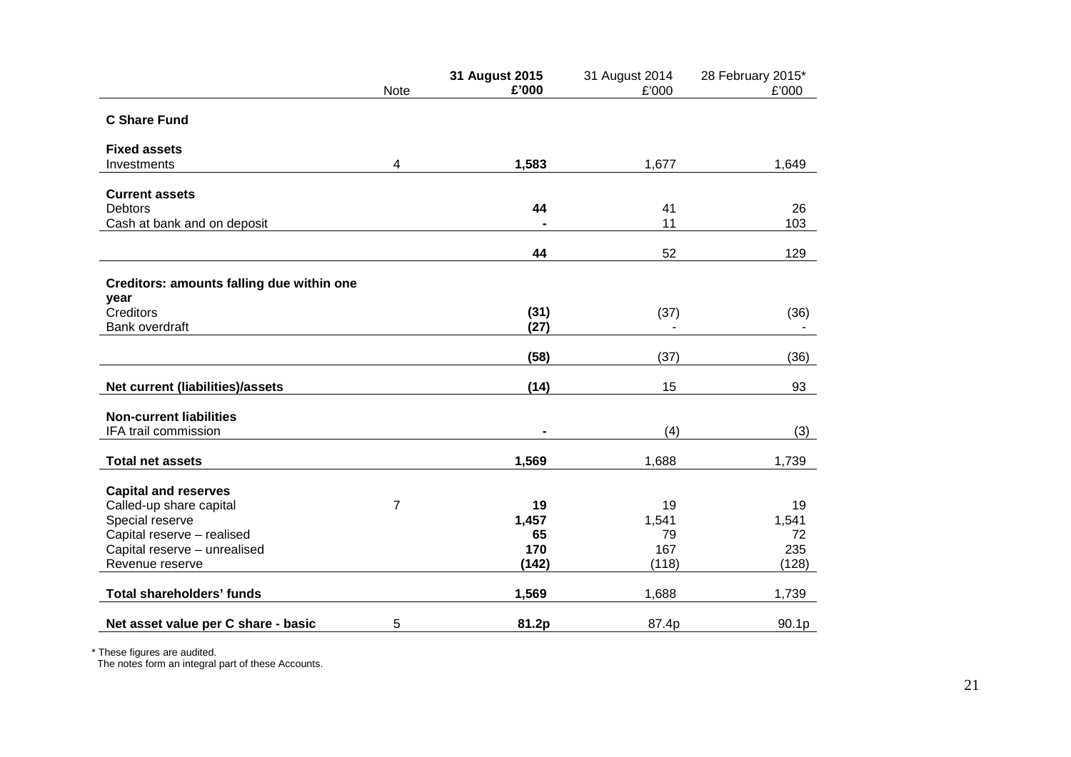| | Note | **31 August 2015 £'000** | 31 August 2014 £'000 | 28 February 2015* £'000 |
|---|---|---|---|---|
| **C Share Fund** | | | | |
| **Fixed assets** | | | | |
| Investments | 4 | **1,583** | 1,677 | 1,649 |
| **Current assets** | | | | |
| Debtors | | **44** | 41 | 26 |
| Cash at bank and on deposit | | **-** | 11 | 103 |
| | | **44** | 52 | 129 |
| **Creditors: amounts falling due within one year** | | | | |
| Creditors | | **(31)** | (37) | (36) |
| Bank overdraft | | **(27)** | - | - |
| | | **(58)** | (37) | (36) |
| **Net current (liabilities)/assets** | | **(14)** | 15 | 93 |
| **Non-current liabilities** | | | | |
| IFA trail commission | | **-** | (4) | (3) |
| **Total net assets** | | **1,569** | 1,688 | 1,739 |
| **Capital and reserves** | | | | |
| Called-up share capital | 7 | **19** | 19 | 19 |
| Special reserve | | **1,457** | 1,541 | 1,541 |
| Capital reserve – realised | | **65** | 79 | 72 |
| Capital reserve – unrealised | | **170** | 167 | 235 |
| Revenue reserve | | **(142)** | (118) | (128) |
| **Total shareholders' funds** | | **1,569** | 1,688 | 1,739 |
| **Net asset value per C share - basic** | 5 | **81.2p** | 87.4p | 90.1p |

\* These figures are audited.
The notes form an integral part of these Accounts.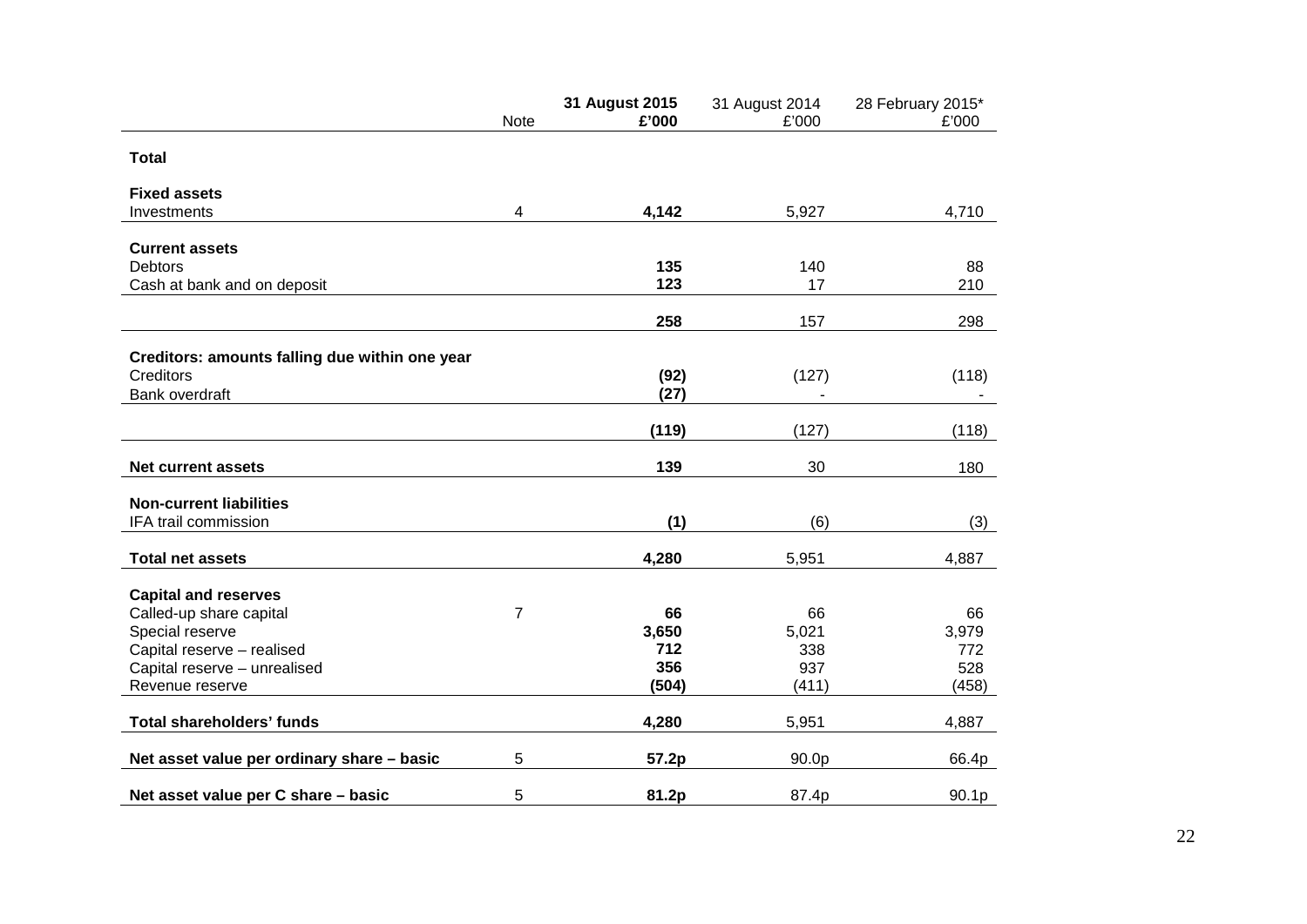| | Note | **31 August 2015 £'000** | 31 August 2014 £'000 | 28 February 2015* £'000 |
|---|---|---|---|---|
| **Total** | | | | |
| **Fixed assets** | | | | |
| Investments | 4 | **4,142** | 5,927 | 4,710 |
| **Current assets** | | | | |
| Debtors | | **135** | 140 | 88 |
| Cash at bank and on deposit | | **123** | 17 | 210 |
| | | **258** | 157 | 298 |
| **Creditors: amounts falling due within one year** | | | | |
| Creditors | | **(92)** | (127) | (118) |
| Bank overdraft | | **(27)** | - | - |
| | | **(119)** | (127) | (118) |
| **Net current assets** | | **139** | 30 | 180 |
| **Non-current liabilities** | | | | |
| IFA trail commission | | **(1)** | (6) | (3) |
| **Total net assets** | | **4,280** | 5,951 | 4,887 |
| **Capital and reserves** | | | | |
| Called-up share capital | 7 | **66** | 66 | 66 |
| Special reserve | | **3,650** | 5,021 | 3,979 |
| Capital reserve – realised | | **712** | 338 | 772 |
| Capital reserve – unrealised | | **356** | 937 | 528 |
| Revenue reserve | | **(504)** | (411) | (458) |
| **Total shareholders' funds** | | **4,280** | 5,951 | 4,887 |
| **Net asset value per ordinary share – basic** | 5 | **57.2p** | 90.0p | 66.4p |
| **Net asset value per C share – basic** | 5 | **81.2p** | 87.4p | 90.1p |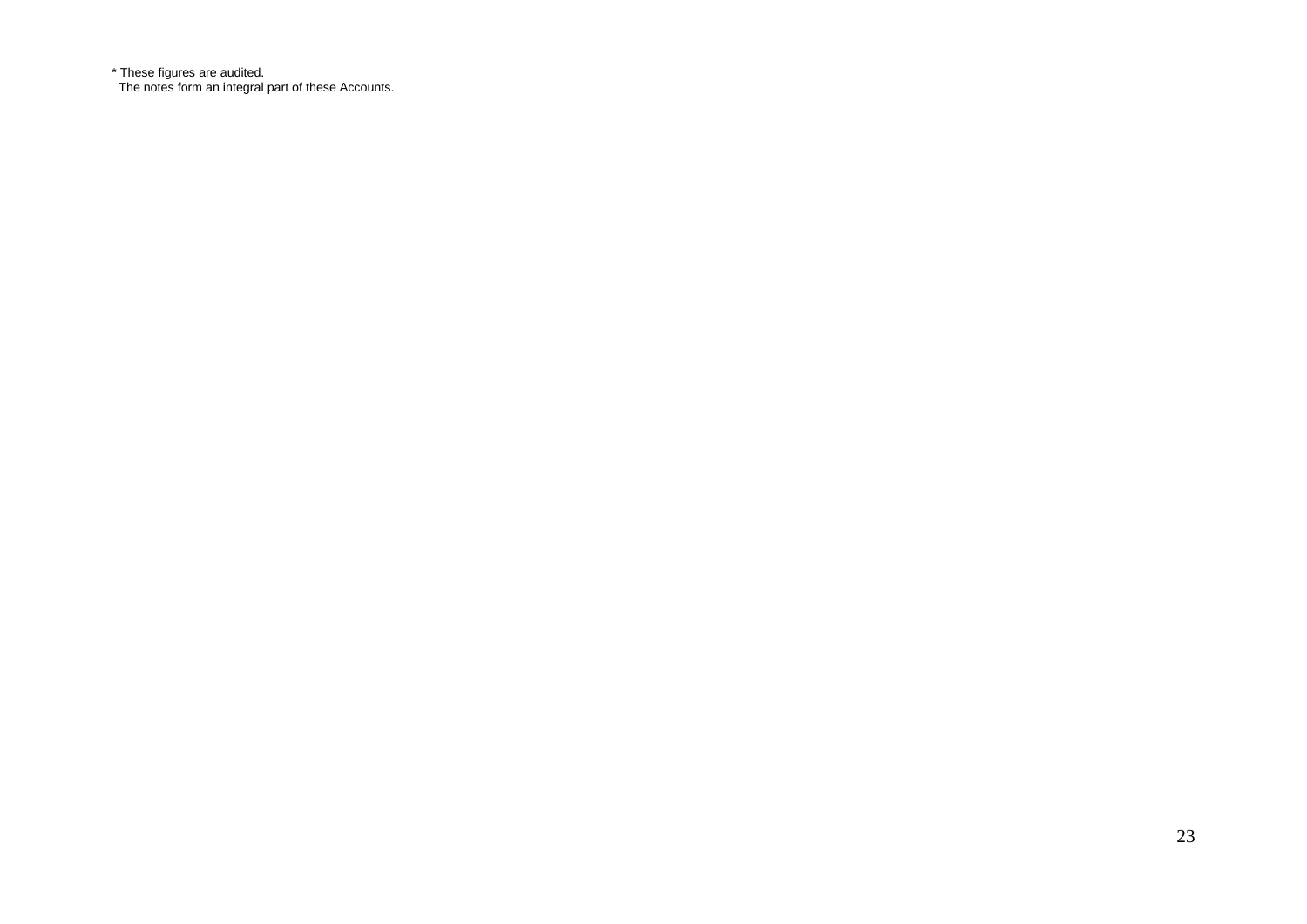* These figures are audited.
The notes form an integral part of these Accounts.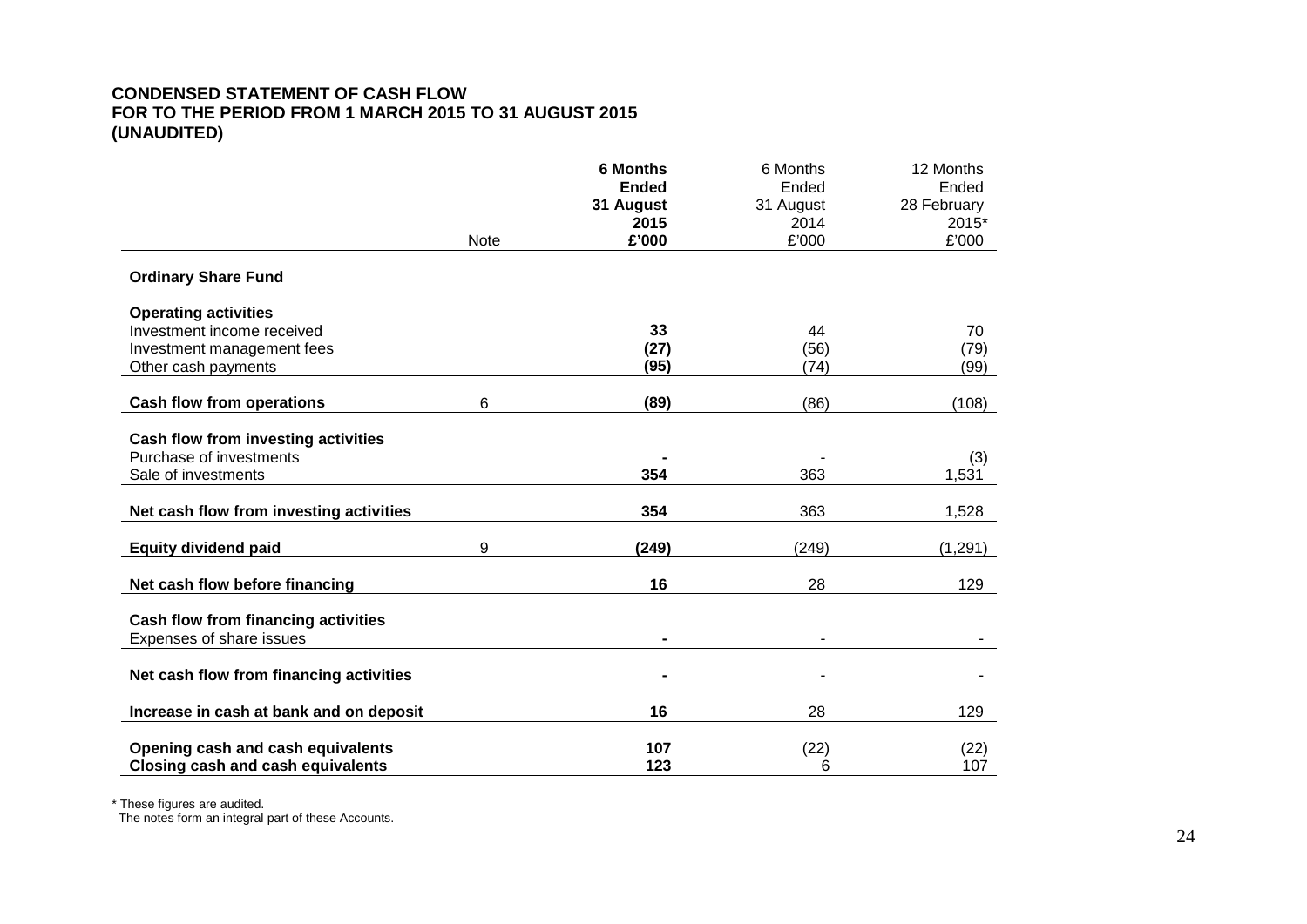**CONDENSED STATEMENT OF CASH FLOW**
**FOR TO THE PERIOD FROM 1 MARCH 2015 TO 31 AUGUST 2015**
**(UNAUDITED)**

| | Note | **6 Months Ended 31 August 2015 £'000** | 6 Months Ended 31 August 2014 £'000 | 12 Months Ended 28 February 2015* £'000 |
|---|---|---|---|---|
| **Ordinary Share Fund** | | | | |
| **Operating activities** | | | | |
| Investment income received | | **33** | 44 | 70 |
| Investment management fees | | **(27)** | (56) | (79) |
| Other cash payments | | **(95)** | (74) | (99) |
| **Cash flow from operations** | 6 | **(89)** | (86) | (108) |
| **Cash flow from investing activities** | | | | |
| Purchase of investments | | **-** | - | (3) |
| Sale of investments | | **354** | 363 | 1,531 |
| **Net cash flow from investing activities** | | **354** | 363 | 1,528 |
| **Equity dividend paid** | 9 | **(249)** | (249) | (1,291) |
| **Net cash flow before financing** | | **16** | 28 | 129 |
| **Cash flow from financing activities** | | | | |
| Expenses of share issues | | **-** | - | - |
| **Net cash flow from financing activities** | | **-** | - | - |
| **Increase in cash at bank and on deposit** | | **16** | 28 | 129 |
| **Opening cash and cash equivalents** | | **107** | (22) | (22) |
| **Closing cash and cash equivalents** | | **123** | 6 | 107 |

\* These figures are audited.

The notes form an integral part of these Accounts.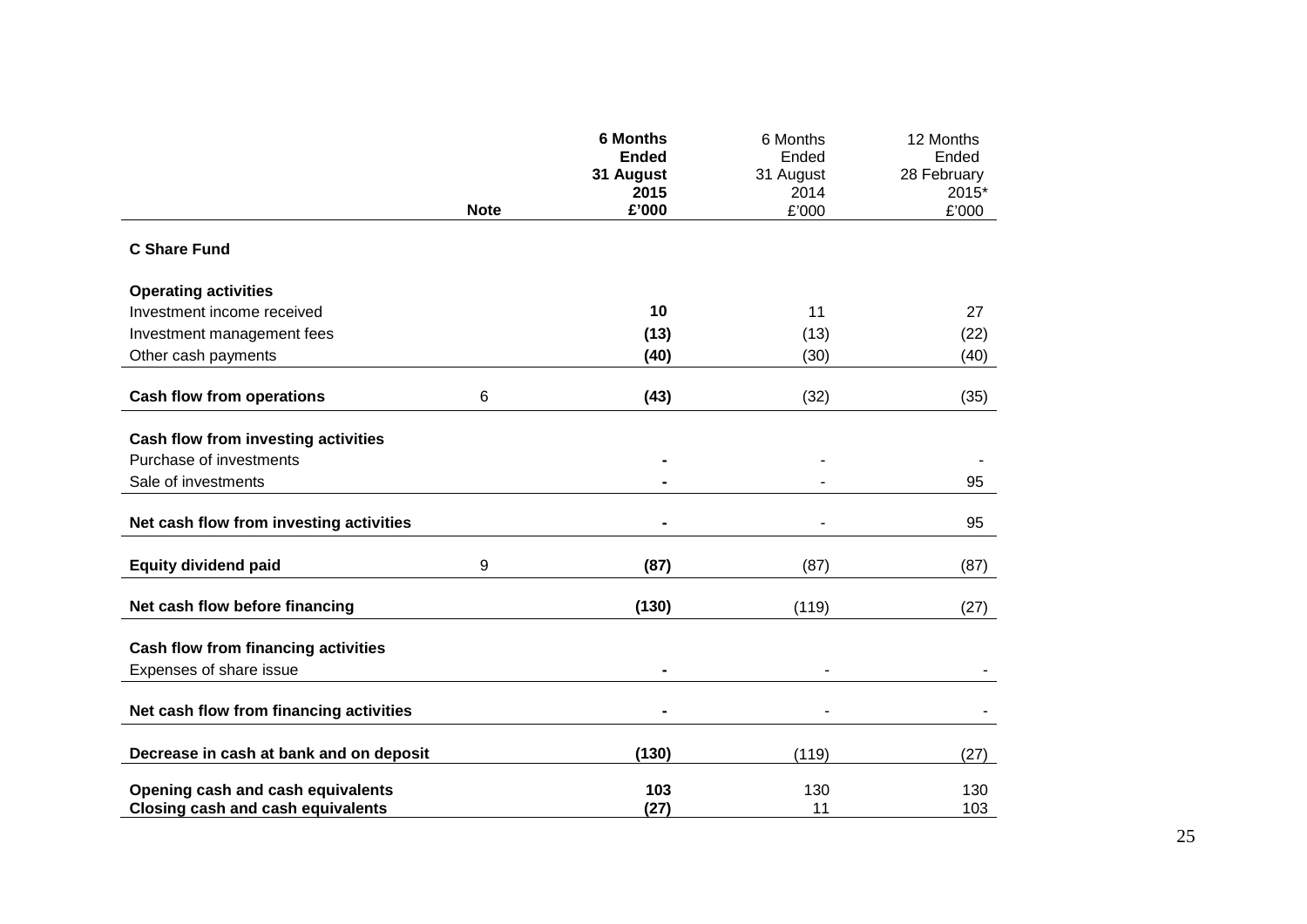| | Note | **6 Months Ended 31 August 2015 £'000** | 6 Months Ended 31 August 2014 £'000 | 12 Months Ended 28 February 2015* £'000 |
|---|---|---|---|---|
| **C Share Fund** | | | | |
| **Operating activities** | | | | |
| Investment income received | | **10** | 11 | 27 |
| Investment management fees | | **(13)** | (13) | (22) |
| Other cash payments | | **(40)** | (30) | (40) |
| **Cash flow from operations** | 6 | **(43)** | (32) | (35) |
| **Cash flow from investing activities** | | | | |
| Purchase of investments | | **-** | - | - |
| Sale of investments | | **-** | - | 95 |
| **Net cash flow from investing activities** | | **-** | - | 95 |
| **Equity dividend paid** | 9 | **(87)** | (87) | (87) |
| **Net cash flow before financing** | | **(130)** | (119) | (27) |
| **Cash flow from financing activities** | | | | |
| Expenses of share issue | | **-** | - | - |
| **Net cash flow from financing activities** | | **-** | - | - |
| **Decrease in cash at bank and on deposit** | | **(130)** | (119) | (27) |
| **Opening cash and cash equivalents** | | **103** | 130 | 130 |
| **Closing cash and cash equivalents** | | **(27)** | 11 | 103 |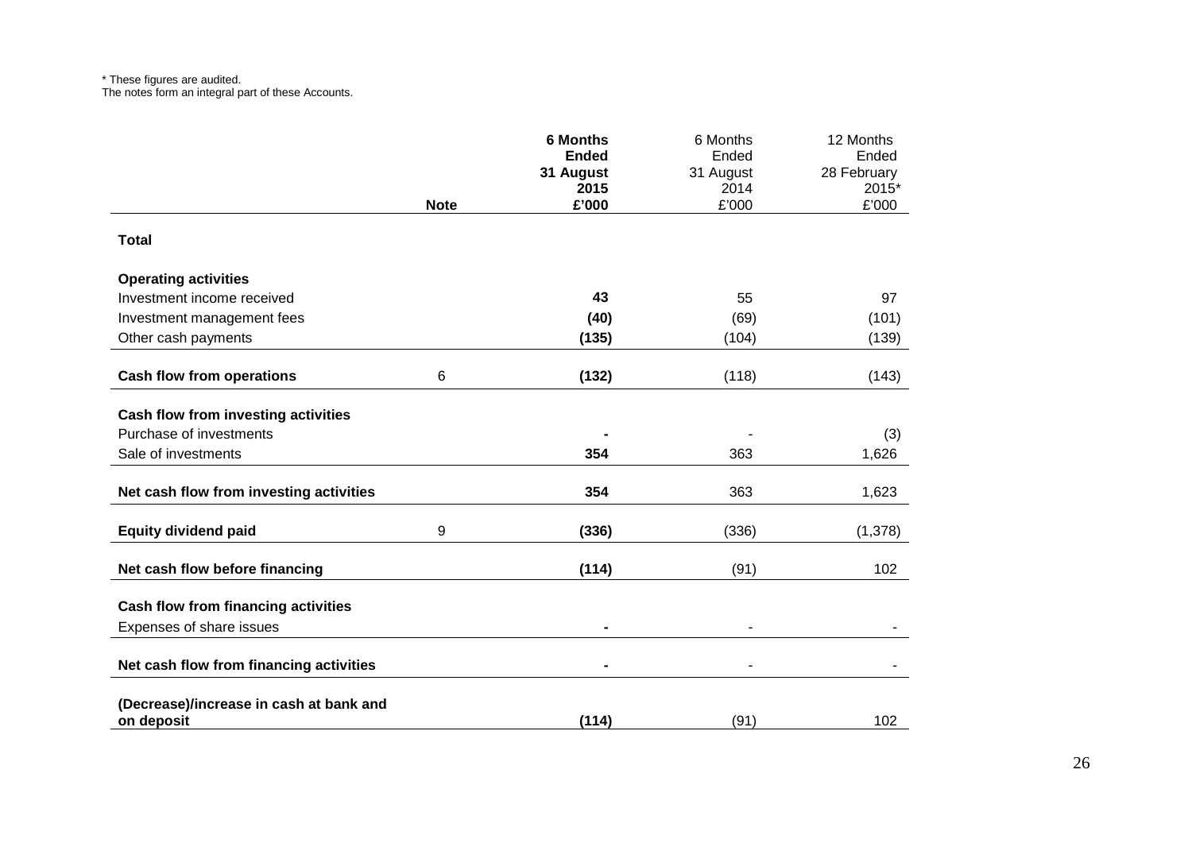\* These figures are audited.
The notes form an integral part of these Accounts.

| | Note | **6 Months Ended 31 August 2015 £'000** | 6 Months Ended 31 August 2014 £'000 | 12 Months Ended 28 February 2015* £'000 |
|---|---|---|---|---|
| **Total** | | | | |
| **Operating activities** | | | | |
| Investment income received | | **43** | 55 | 97 |
| Investment management fees | | **(40)** | (69) | (101) |
| Other cash payments | | **(135)** | (104) | (139) |
| **Cash flow from operations** | 6 | **(132)** | (118) | (143) |
| **Cash flow from investing activities** | | | | |
| Purchase of investments | | **-** | - | (3) |
| Sale of investments | | **354** | 363 | 1,626 |
| **Net cash flow from investing activities** | | **354** | 363 | 1,623 |
| **Equity dividend paid** | 9 | **(336)** | (336) | (1,378) |
| **Net cash flow before financing** | | **(114)** | (91) | 102 |
| **Cash flow from financing activities** | | | | |
| Expenses of share issues | | **-** | - | - |
| **Net cash flow from financing activities** | | **-** | - | - |
| **(Decrease)/increase in cash at bank and on deposit** | | **(114)** | (91) | 102 |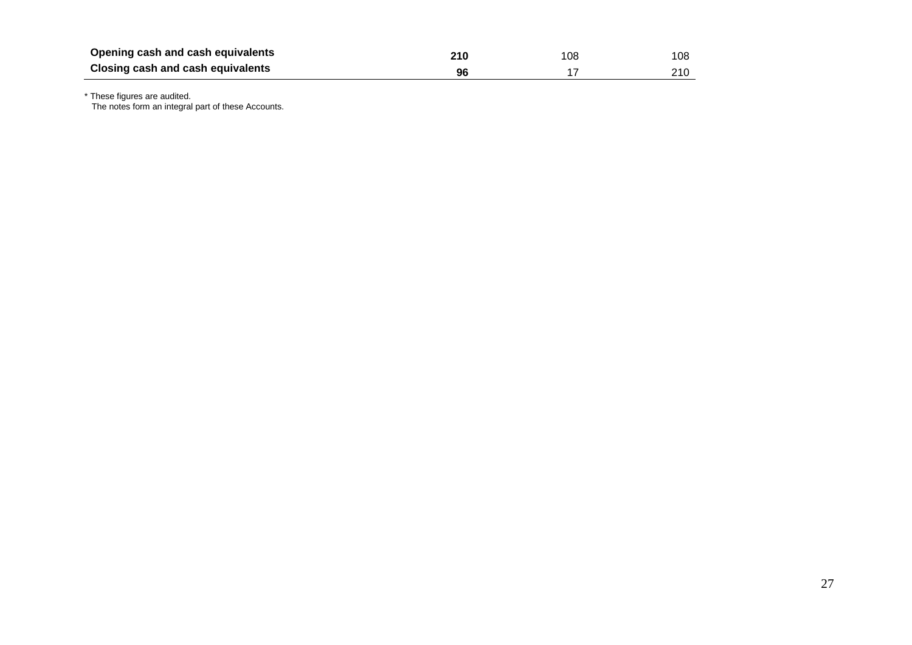| | | | |
|---|---|---|---|
| **Opening cash and cash equivalents** | **210** | 108 | 108 |
| **Closing cash and cash equivalents** | **96** | 17 | 210 |

\* These figures are audited.
The notes form an integral part of these Accounts.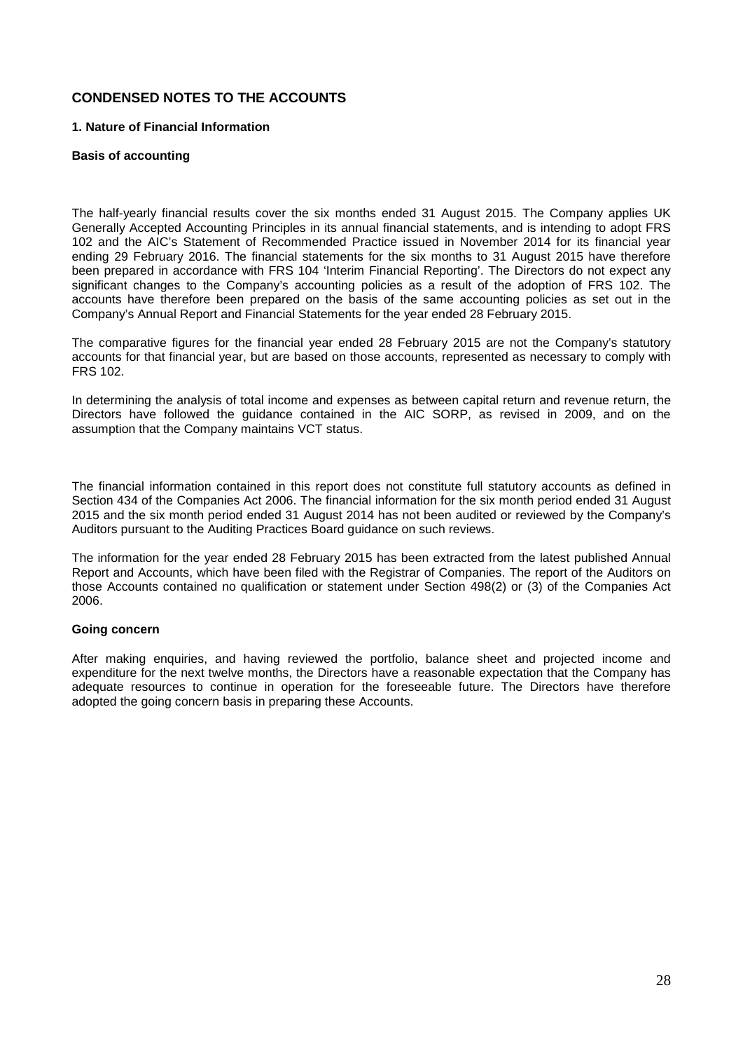# CONDENSED NOTES TO THE ACCOUNTS

### 1. Nature of Financial Information

**Basis of accounting**

The half-yearly financial results cover the six months ended 31 August 2015. The Company applies UK Generally Accepted Accounting Principles in its annual financial statements, and is intending to adopt FRS 102 and the AIC's Statement of Recommended Practice issued in November 2014 for its financial year ending 29 February 2016. The financial statements for the six months to 31 August 2015 have therefore been prepared in accordance with FRS 104 'Interim Financial Reporting'. The Directors do not expect any significant changes to the Company's accounting policies as a result of the adoption of FRS 102. The accounts have therefore been prepared on the basis of the same accounting policies as set out in the Company's Annual Report and Financial Statements for the year ended 28 February 2015.

The comparative figures for the financial year ended 28 February 2015 are not the Company's statutory accounts for that financial year, but are based on those accounts, represented as necessary to comply with FRS 102.

In determining the analysis of total income and expenses as between capital return and revenue return, the Directors have followed the guidance contained in the AIC SORP, as revised in 2009, and on the assumption that the Company maintains VCT status.

The financial information contained in this report does not constitute full statutory accounts as defined in Section 434 of the Companies Act 2006. The financial information for the six month period ended 31 August 2015 and the six month period ended 31 August 2014 has not been audited or reviewed by the Company's Auditors pursuant to the Auditing Practices Board guidance on such reviews.

The information for the year ended 28 February 2015 has been extracted from the latest published Annual Report and Accounts, which have been filed with the Registrar of Companies. The report of the Auditors on those Accounts contained no qualification or statement under Section 498(2) or (3) of the Companies Act 2006.

**Going concern**

After making enquiries, and having reviewed the portfolio, balance sheet and projected income and expenditure for the next twelve months, the Directors have a reasonable expectation that the Company has adequate resources to continue in operation for the foreseeable future. The Directors have therefore adopted the going concern basis in preparing these Accounts.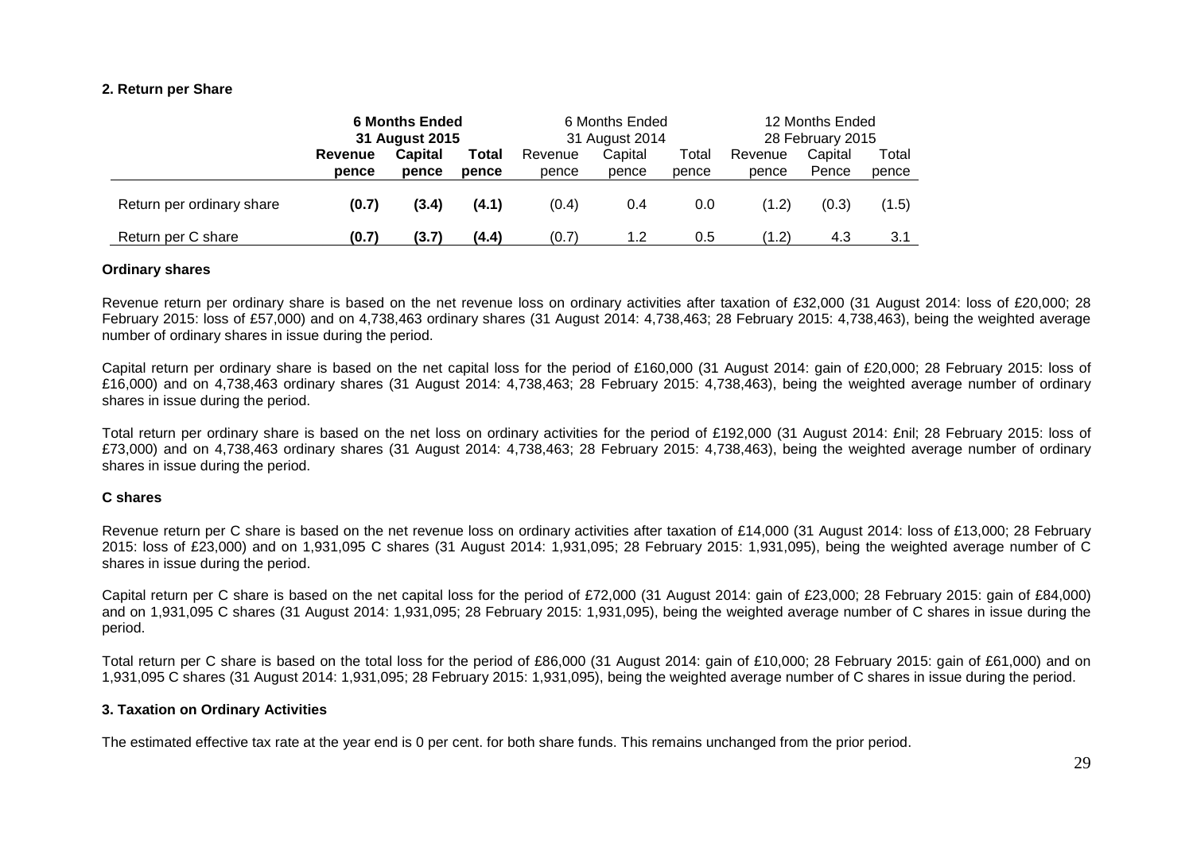## 2. Return per Share

| | **6 Months Ended 31 August 2015** | | | 6 Months Ended 31 August 2014 | | | 12 Months Ended 28 February 2015 | | |
|---|---|---|---|---|---|---|---|---|---|
| | **Revenue pence** | **Capital pence** | **Total pence** | Revenue pence | Capital pence | Total pence | Revenue pence | Capital Pence | Total pence |
| Return per ordinary share | **(0.7)** | **(3.4)** | **(4.1)** | (0.4) | 0.4 | 0.0 | (1.2) | (0.3) | (1.5) |
| Return per C share | **(0.7)** | **(3.7)** | **(4.4)** | (0.7) | 1.2 | 0.5 | (1.2) | 4.3 | 3.1 |

**Ordinary shares**

Revenue return per ordinary share is based on the net revenue loss on ordinary activities after taxation of £32,000 (31 August 2014: loss of £20,000; 28 February 2015: loss of £57,000) and on 4,738,463 ordinary shares (31 August 2014: 4,738,463; 28 February 2015: 4,738,463), being the weighted average number of ordinary shares in issue during the period.

Capital return per ordinary share is based on the net capital loss for the period of £160,000 (31 August 2014: gain of £20,000; 28 February 2015: loss of £16,000) and on 4,738,463 ordinary shares (31 August 2014: 4,738,463; 28 February 2015: 4,738,463), being the weighted average number of ordinary shares in issue during the period.

Total return per ordinary share is based on the net loss on ordinary activities for the period of £192,000 (31 August 2014: £nil; 28 February 2015: loss of £73,000) and on 4,738,463 ordinary shares (31 August 2014: 4,738,463; 28 February 2015: 4,738,463), being the weighted average number of ordinary shares in issue during the period.

**C shares**

Revenue return per C share is based on the net revenue loss on ordinary activities after taxation of £14,000 (31 August 2014: loss of £13,000; 28 February 2015: loss of £23,000) and on 1,931,095 C shares (31 August 2014: 1,931,095; 28 February 2015: 1,931,095), being the weighted average number of C shares in issue during the period.

Capital return per C share is based on the net capital loss for the period of £72,000 (31 August 2014: gain of £23,000; 28 February 2015: gain of £84,000) and on 1,931,095 C shares (31 August 2014: 1,931,095; 28 February 2015: 1,931,095), being the weighted average number of C shares in issue during the period.

Total return per C share is based on the total loss for the period of £86,000 (31 August 2014: gain of £10,000; 28 February 2015: gain of £61,000) and on 1,931,095 C shares (31 August 2014: 1,931,095; 28 February 2015: 1,931,095), being the weighted average number of C shares in issue during the period.

## 3. Taxation on Ordinary Activities

The estimated effective tax rate at the year end is 0 per cent. for both share funds. This remains unchanged from the prior period.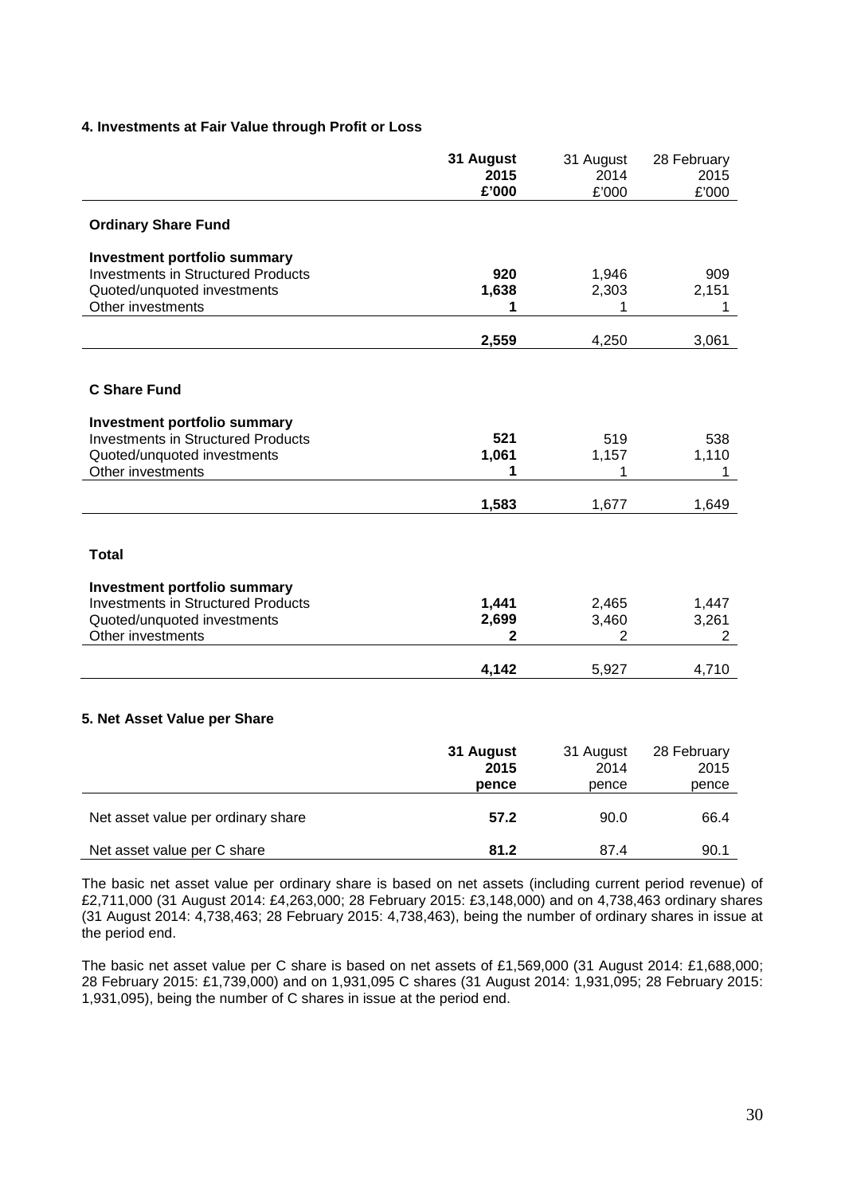**4. Investments at Fair Value through Profit or Loss**

| | **31 August 2015 £'000** | 31 August 2014 £'000 | 28 February 2015 £'000 |
|---|---|---|---|
| **Ordinary Share Fund** | | | |
| **Investment portfolio summary** | | | |
| Investments in Structured Products | **920** | 1,946 | 909 |
| Quoted/unquoted investments | **1,638** | 2,303 | 2,151 |
| Other investments | **1** | 1 | 1 |
| | **2,559** | 4,250 | 3,061 |
| **C Share Fund** | | | |
| **Investment portfolio summary** | | | |
| Investments in Structured Products | **521** | 519 | 538 |
| Quoted/unquoted investments | **1,061** | 1,157 | 1,110 |
| Other investments | **1** | 1 | 1 |
| | **1,583** | 1,677 | 1,649 |
| **Total** | | | |
| **Investment portfolio summary** | | | |
| Investments in Structured Products | **1,441** | 2,465 | 1,447 |
| Quoted/unquoted investments | **2,699** | 3,460 | 3,261 |
| Other investments | **2** | 2 | 2 |
| | **4,142** | 5,927 | 4,710 |

**5. Net Asset Value per Share**

| | **31 August 2015 pence** | 31 August 2014 pence | 28 February 2015 pence |
|---|---|---|---|
| Net asset value per ordinary share | **57.2** | 90.0 | 66.4 |
| Net asset value per C share | **81.2** | 87.4 | 90.1 |

The basic net asset value per ordinary share is based on net assets (including current period revenue) of £2,711,000 (31 August 2014: £4,263,000; 28 February 2015: £3,148,000) and on 4,738,463 ordinary shares (31 August 2014: 4,738,463; 28 February 2015: 4,738,463), being the number of ordinary shares in issue at the period end.

The basic net asset value per C share is based on net assets of £1,569,000 (31 August 2014: £1,688,000; 28 February 2015: £1,739,000) and on 1,931,095 C shares (31 August 2014: 1,931,095; 28 February 2015: 1,931,095), being the number of C shares in issue at the period end.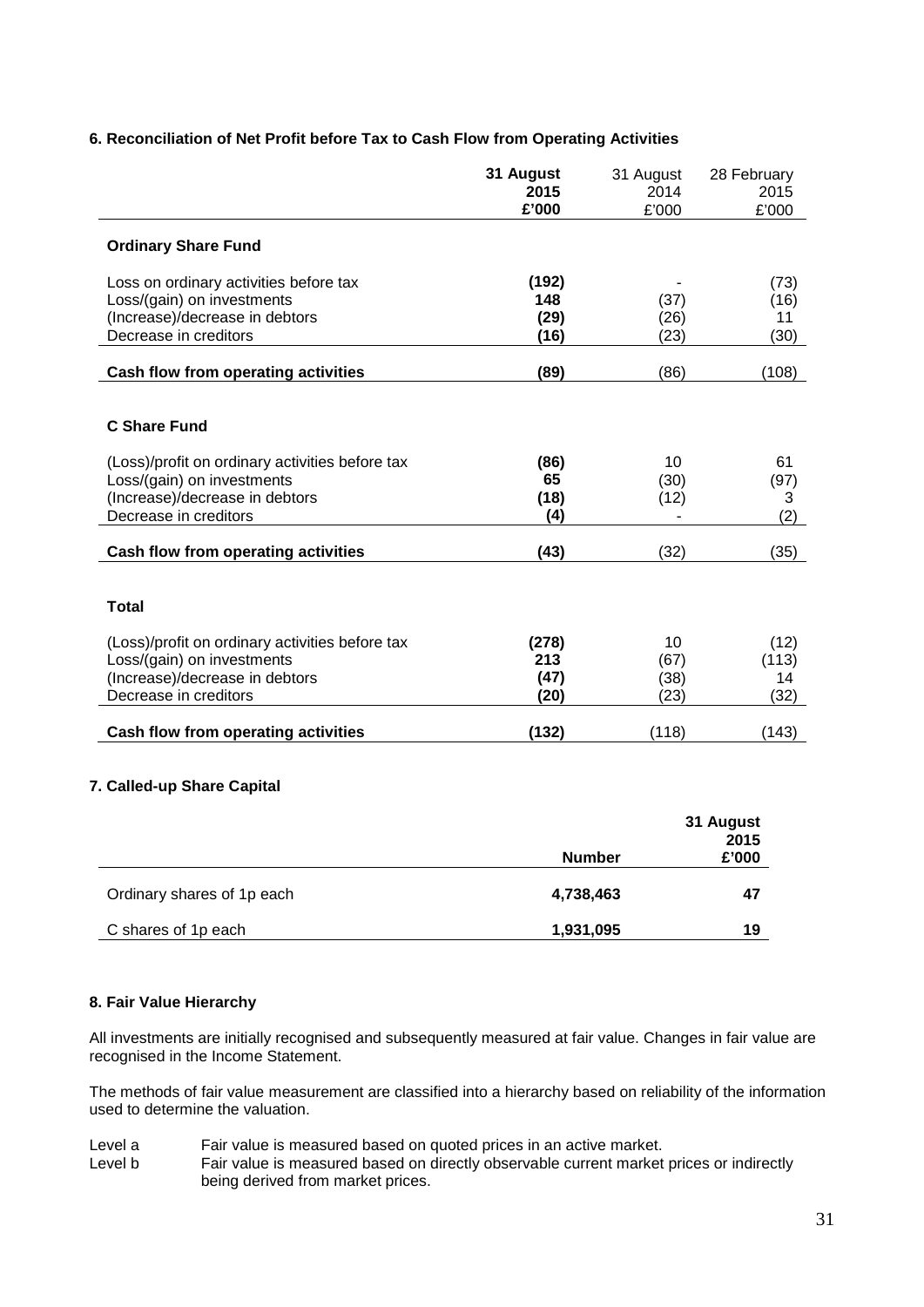### 6. Reconciliation of Net Profit before Tax to Cash Flow from Operating Activities

| | **31 August 2015 £'000** | 31 August 2014 £'000 | 28 February 2015 £'000 |
|---|---|---|---|
| **Ordinary Share Fund** | | | |
| Loss on ordinary activities before tax | **(192)** | - | (73) |
| Loss/(gain) on investments | **148** | (37) | (16) |
| (Increase)/decrease in debtors | **(29)** | (26) | 11 |
| Decrease in creditors | **(16)** | (23) | (30) |
| **Cash flow from operating activities** | **(89)** | (86) | (108) |
| **C Share Fund** | | | |
| (Loss)/profit on ordinary activities before tax | **(86)** | 10 | 61 |
| Loss/(gain) on investments | **65** | (30) | (97) |
| (Increase)/decrease in debtors | **(18)** | (12) | 3 |
| Decrease in creditors | **(4)** | - | (2) |
| **Cash flow from operating activities** | **(43)** | (32) | (35) |
| **Total** | | | |
| (Loss)/profit on ordinary activities before tax | **(278)** | 10 | (12) |
| Loss/(gain) on investments | **213** | (67) | (113) |
| (Increase)/decrease in debtors | **(47)** | (38) | 14 |
| Decrease in creditors | **(20)** | (23) | (32) |
| **Cash flow from operating activities** | **(132)** | (118) | (143) |

### 7. Called-up Share Capital

| | **Number** | **31 August 2015 £'000** |
|---|---|---|
| Ordinary shares of 1p each | **4,738,463** | **47** |
| C shares of 1p each | **1,931,095** | **19** |

### 8. Fair Value Hierarchy

All investments are initially recognised and subsequently measured at fair value. Changes in fair value are recognised in the Income Statement.

The methods of fair value measurement are classified into a hierarchy based on reliability of the information used to determine the valuation.

Level a Fair value is measured based on quoted prices in an active market.

Level b Fair value is measured based on directly observable current market prices or indirectly being derived from market prices.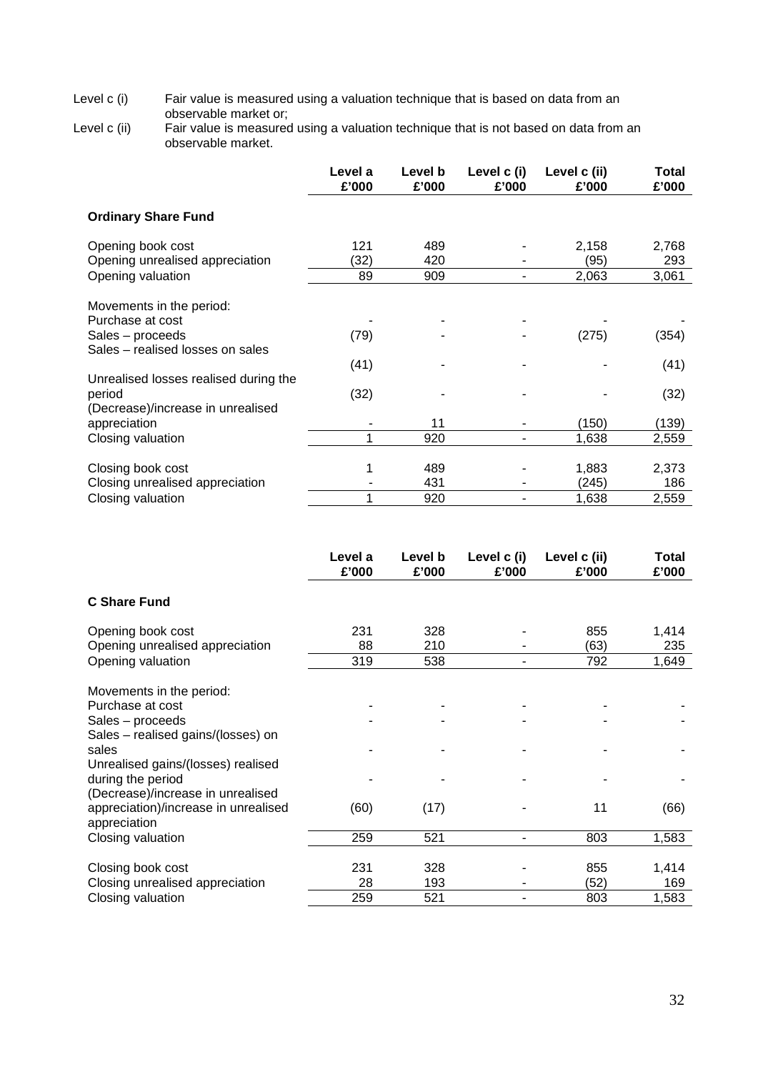Level c (i) Fair value is measured using a valuation technique that is based on data from an observable market or;

Level c (ii) Fair value is measured using a valuation technique that is not based on data from an observable market.

| | Level a £'000 | Level b £'000 | Level c (i) £'000 | Level c (ii) £'000 | Total £'000 |
|---|---|---|---|---|---|
| **Ordinary Share Fund** | | | | | |
| Opening book cost | 121 | 489 | - | 2,158 | 2,768 |
| Opening unrealised appreciation | (32) | 420 | - | (95) | 293 |
| Opening valuation | 89 | 909 | - | 2,063 | 3,061 |
| Movements in the period: | | | | | |
| Purchase at cost | - | - | - | - | - |
| Sales – proceeds | (79) | - | - | (275) | (354) |
| Sales – realised losses on sales | (41) | - | - | - | (41) |
| Unrealised losses realised during the period | (32) | - | - | - | (32) |
| (Decrease)/increase in unrealised appreciation | - | 11 | - | (150) | (139) |
| Closing valuation | 1 | 920 | - | 1,638 | 2,559 |
| Closing book cost | 1 | 489 | - | 1,883 | 2,373 |
| Closing unrealised appreciation | - | 431 | - | (245) | 186 |
| Closing valuation | 1 | 920 | - | 1,638 | 2,559 |

| | Level a £'000 | Level b £'000 | Level c (i) £'000 | Level c (ii) £'000 | Total £'000 |
|---|---|---|---|---|---|
| **C Share Fund** | | | | | |
| Opening book cost | 231 | 328 | - | 855 | 1,414 |
| Opening unrealised appreciation | 88 | 210 | - | (63) | 235 |
| Opening valuation | 319 | 538 | - | 792 | 1,649 |
| Movements in the period: | | | | | |
| Purchase at cost | - | - | - | - | - |
| Sales – proceeds | - | - | - | - | - |
| Sales – realised gains/(losses) on sales | - | - | - | - | - |
| Unrealised gains/(losses) realised during the period | - | - | - | - | - |
| (Decrease)/increase in unrealised appreciation)/increase in unrealised appreciation | (60) | (17) | - | 11 | (66) |
| Closing valuation | 259 | 521 | - | 803 | 1,583 |
| Closing book cost | 231 | 328 | - | 855 | 1,414 |
| Closing unrealised appreciation | 28 | 193 | - | (52) | 169 |
| Closing valuation | 259 | 521 | - | 803 | 1,583 |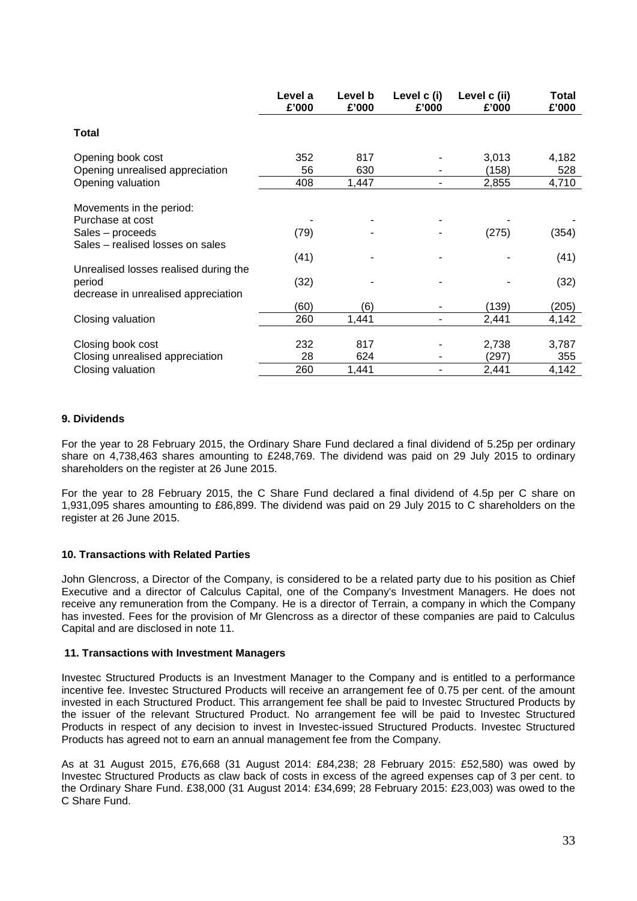| | Level a £'000 | Level b £'000 | Level c (i) £'000 | Level c (ii) £'000 | Total £'000 |
|---|---|---|---|---|---|
| **Total** | | | | | |
| Opening book cost | 352 | 817 | - | 3,013 | 4,182 |
| Opening unrealised appreciation | 56 | 630 | - | (158) | 528 |
| Opening valuation | 408 | 1,447 | - | 2,855 | 4,710 |
| Movements in the period: | | | | | |
| Purchase at cost | - | - | - | - | - |
| Sales – proceeds | (79) | - | - | (275) | (354) |
| Sales – realised losses on sales | (41) | - | - | - | (41) |
| Unrealised losses realised during the period | (32) | - | - | - | (32) |
| decrease in unrealised appreciation | (60) | (6) | - | (139) | (205) |
| Closing valuation | 260 | 1,441 | - | 2,441 | 4,142 |
| Closing book cost | 232 | 817 | - | 2,738 | 3,787 |
| Closing unrealised appreciation | 28 | 624 | - | (297) | 355 |
| Closing valuation | 260 | 1,441 | - | 2,441 | 4,142 |

### 9. Dividends

For the year to 28 February 2015, the Ordinary Share Fund declared a final dividend of 5.25p per ordinary share on 4,738,463 shares amounting to £248,769. The dividend was paid on 29 July 2015 to ordinary shareholders on the register at 26 June 2015.

For the year to 28 February 2015, the C Share Fund declared a final dividend of 4.5p per C share on 1,931,095 shares amounting to £86,899. The dividend was paid on 29 July 2015 to C shareholders on the register at 26 June 2015.

### 10. Transactions with Related Parties

John Glencross, a Director of the Company, is considered to be a related party due to his position as Chief Executive and a director of Calculus Capital, one of the Company's Investment Managers. He does not receive any remuneration from the Company. He is a director of Terrain, a company in which the Company has invested. Fees for the provision of Mr Glencross as a director of these companies are paid to Calculus Capital and are disclosed in note 11.

### 11. Transactions with Investment Managers

Investec Structured Products is an Investment Manager to the Company and is entitled to a performance incentive fee. Investec Structured Products will receive an arrangement fee of 0.75 per cent. of the amount invested in each Structured Product. This arrangement fee shall be paid to Investec Structured Products by the issuer of the relevant Structured Product. No arrangement fee will be paid to Investec Structured Products in respect of any decision to invest in Investec-issued Structured Products. Investec Structured Products has agreed not to earn an annual management fee from the Company.

As at 31 August 2015, £76,668 (31 August 2014: £84,238; 28 February 2015: £52,580) was owed by Investec Structured Products as claw back of costs in excess of the agreed expenses cap of 3 per cent. to the Ordinary Share Fund. £38,000 (31 August 2014: £34,699; 28 February 2015: £23,003) was owed to the C Share Fund.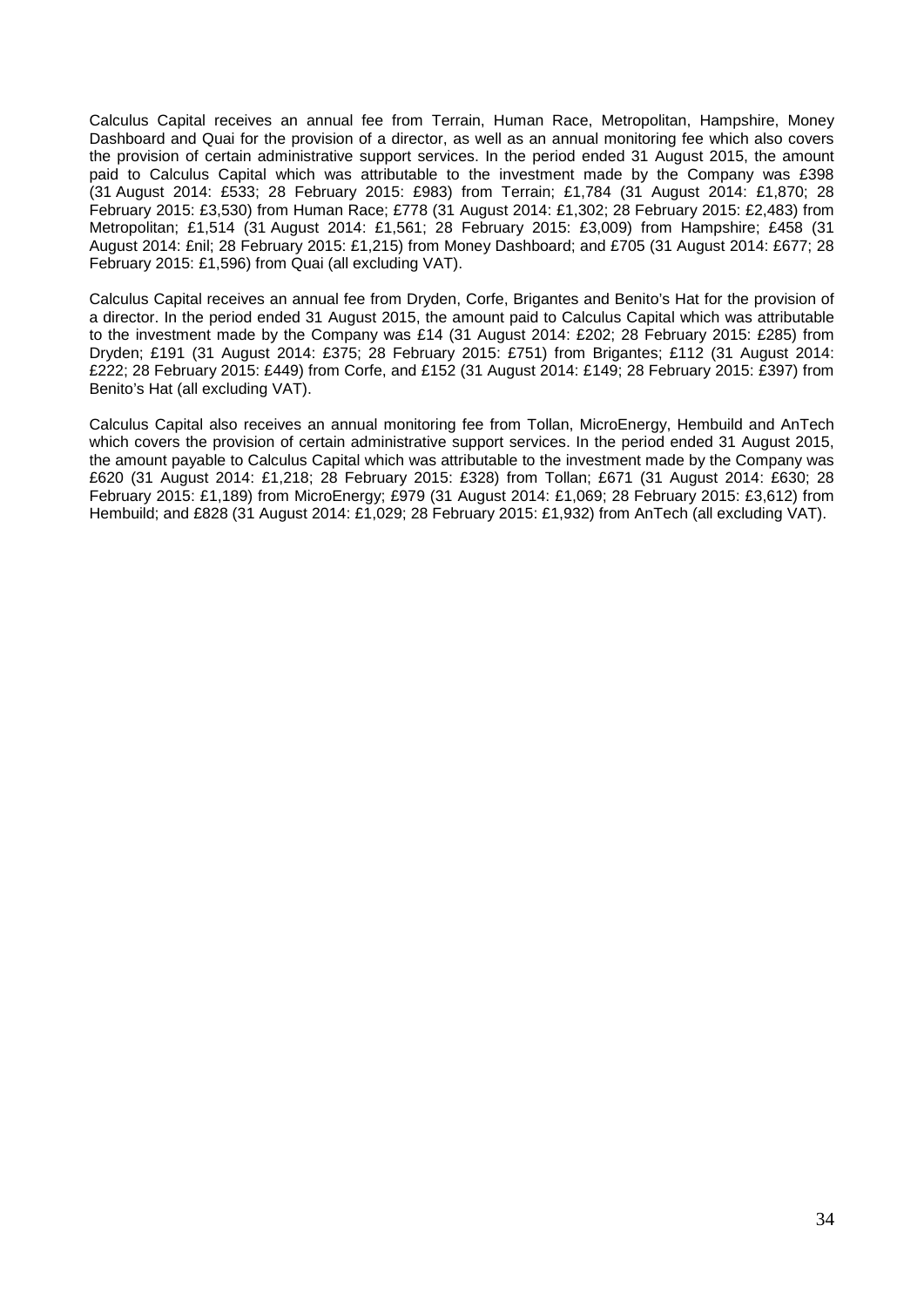Calculus Capital receives an annual fee from Terrain, Human Race, Metropolitan, Hampshire, Money Dashboard and Quai for the provision of a director, as well as an annual monitoring fee which also covers the provision of certain administrative support services. In the period ended 31 August 2015, the amount paid to Calculus Capital which was attributable to the investment made by the Company was £398 (31 August 2014: £533; 28 February 2015: £983) from Terrain; £1,784 (31 August 2014: £1,870; 28 February 2015: £3,530) from Human Race; £778 (31 August 2014: £1,302; 28 February 2015: £2,483) from Metropolitan; £1,514 (31 August 2014: £1,561; 28 February 2015: £3,009) from Hampshire; £458 (31 August 2014: £nil; 28 February 2015: £1,215) from Money Dashboard; and £705 (31 August 2014: £677; 28 February 2015: £1,596) from Quai (all excluding VAT).

Calculus Capital receives an annual fee from Dryden, Corfe, Brigantes and Benito's Hat for the provision of a director. In the period ended 31 August 2015, the amount paid to Calculus Capital which was attributable to the investment made by the Company was £14 (31 August 2014: £202; 28 February 2015: £285) from Dryden; £191 (31 August 2014: £375; 28 February 2015: £751) from Brigantes; £112 (31 August 2014: £222; 28 February 2015: £449) from Corfe, and £152 (31 August 2014: £149; 28 February 2015: £397) from Benito's Hat (all excluding VAT).

Calculus Capital also receives an annual monitoring fee from Tollan, MicroEnergy, Hembuild and AnTech which covers the provision of certain administrative support services. In the period ended 31 August 2015, the amount payable to Calculus Capital which was attributable to the investment made by the Company was £620 (31 August 2014: £1,218; 28 February 2015: £328) from Tollan; £671 (31 August 2014: £630; 28 February 2015: £1,189) from MicroEnergy; £979 (31 August 2014: £1,069; 28 February 2015: £3,612) from Hembuild; and £828 (31 August 2014: £1,029; 28 February 2015: £1,932) from AnTech (all excluding VAT).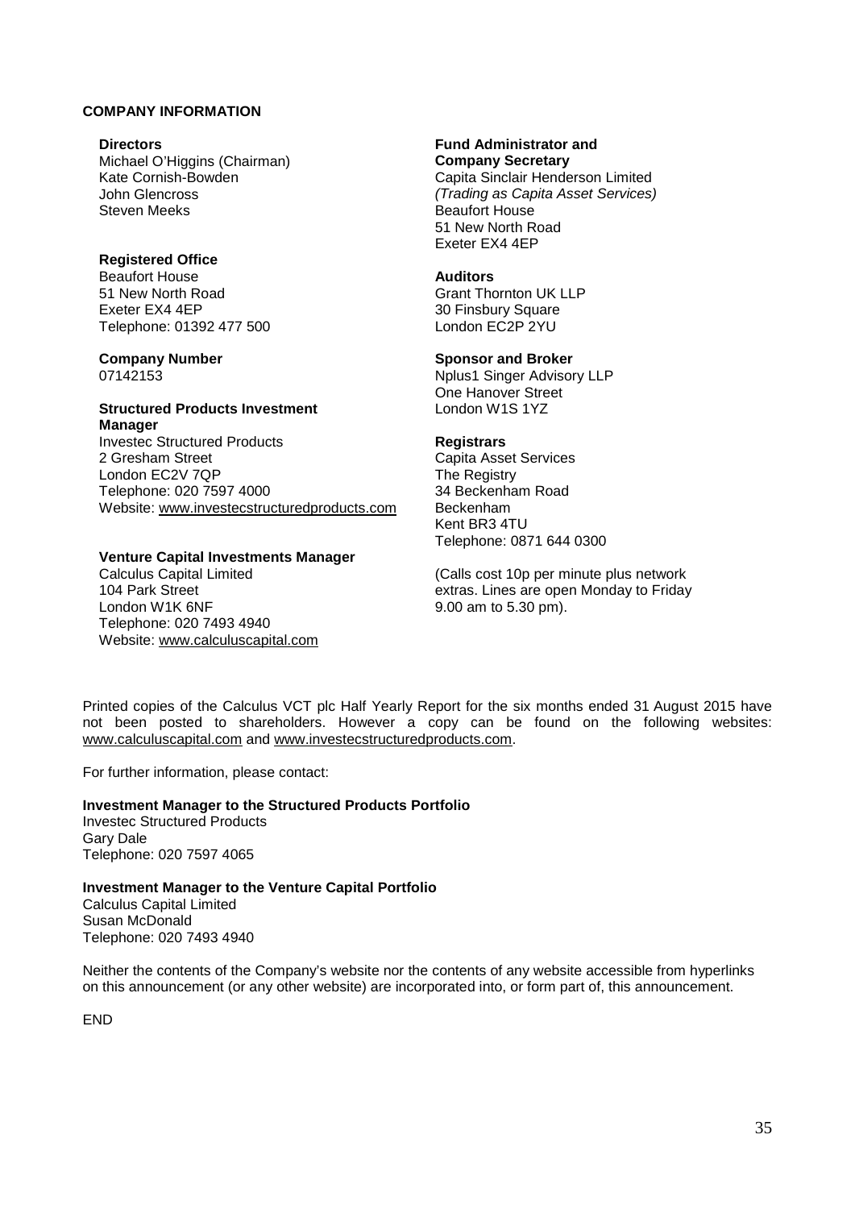## COMPANY INFORMATION

**Directors**
Michael O'Higgins (Chairman)
Kate Cornish-Bowden
John Glencross
Steven Meeks

**Registered Office**
Beaufort House
51 New North Road
Exeter EX4 4EP
Telephone: 01392 477 500

**Company Number**
07142153

**Structured Products Investment Manager**
Investec Structured Products
2 Gresham Street
London EC2V 7QP
Telephone: 020 7597 4000
Website: www.investecstructuredproducts.com

**Venture Capital Investments Manager**
Calculus Capital Limited
104 Park Street
London W1K 6NF
Telephone: 020 7493 4940
Website: www.calculuscapital.com

**Fund Administrator and Company Secretary**
Capita Sinclair Henderson Limited
*(Trading as Capita Asset Services)*
Beaufort House
51 New North Road
Exeter EX4 4EP

**Auditors**
Grant Thornton UK LLP
30 Finsbury Square
London EC2P 2YU

**Sponsor and Broker**
Nplus1 Singer Advisory LLP
One Hanover Street
London W1S 1YZ

**Registrars**
Capita Asset Services
The Registry
34 Beckenham Road
Beckenham
Kent BR3 4TU
Telephone: 0871 644 0300

(Calls cost 10p per minute plus network extras. Lines are open Monday to Friday 9.00 am to 5.30 pm).

Printed copies of the Calculus VCT plc Half Yearly Report for the six months ended 31 August 2015 have not been posted to shareholders. However a copy can be found on the following websites: www.calculuscapital.com and www.investecstructuredproducts.com.

For further information, please contact:

**Investment Manager to the Structured Products Portfolio**
Investec Structured Products
Gary Dale
Telephone: 020 7597 4065

**Investment Manager to the Venture Capital Portfolio**
Calculus Capital Limited
Susan McDonald
Telephone: 020 7493 4940

Neither the contents of the Company's website nor the contents of any website accessible from hyperlinks on this announcement (or any other website) are incorporated into, or form part of, this announcement.

END